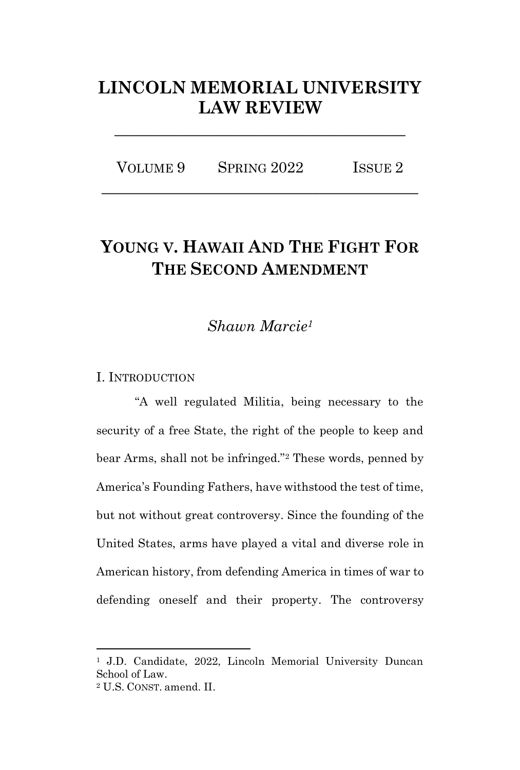# LINCOLN MEMORIAL UNIVERSITY LAW REVIEW

VOLUME 9 SPRING 2022 ISSUE 2

## YOUNG V. HAWAII AND THE FIGHT FOR THE SECOND AMENDMENT

*Shawn Marcie*[1]

### I. INTRODUCTION

"A well regulated Militia, being necessary to the security of a free State, the right of the people to keep and bear Arms, shall not be infringed."[2] These words, penned by America's Founding Fathers, have withstood the test of time, but not without great controversy. Since the founding of the United States, arms have played a vital and diverse role in American history, from defending America in times of war to defending oneself and their property. The controversy

---

[1] J.D. Candidate, 2022, Lincoln Memorial University Duncan School of Law.

[2] U.S. CONST. amend. II.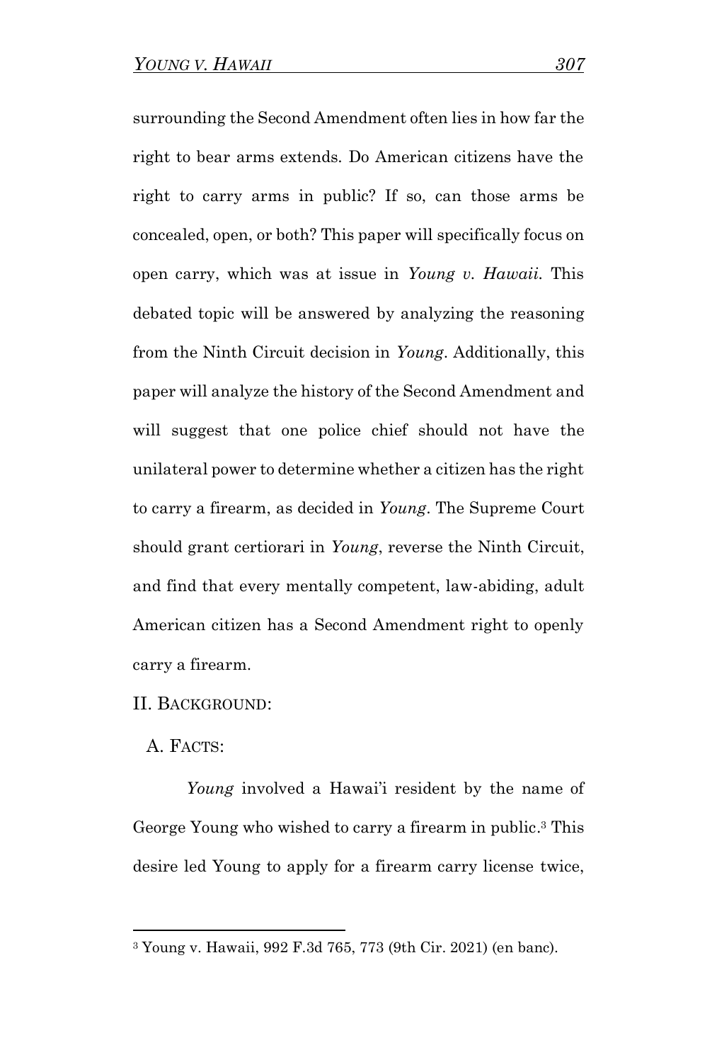surrounding the Second Amendment often lies in how far the right to bear arms extends. Do American citizens have the right to carry arms in public? If so, can those arms be concealed, open, or both? This paper will specifically focus on open carry, which was at issue in *Young v. Hawaii.* This debated topic will be answered by analyzing the reasoning from the Ninth Circuit decision in *Young*. Additionally, this paper will analyze the history of the Second Amendment and will suggest that one police chief should not have the unilateral power to determine whether a citizen has the right to carry a firearm, as decided in *Young*. The Supreme Court should grant certiorari in *Young*, reverse the Ninth Circuit, and find that every mentally competent, law-abiding, adult American citizen has a Second Amendment right to openly carry a firearm.

## II. BACKGROUND:

### A. FACTS:

*Young* involved a Hawai'i resident by the name of George Young who wished to carry a firearm in public.[3] This desire led Young to apply for a firearm carry license twice,

---

[3] Young v. Hawaii, 992 F.3d 765, 773 (9th Cir. 2021) (en banc).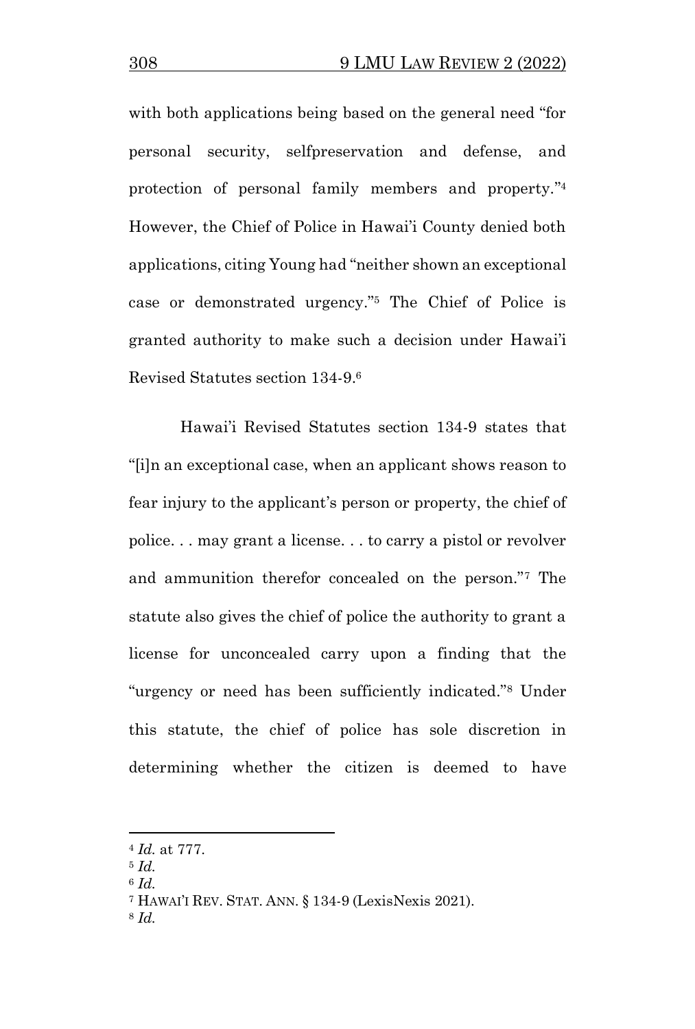with both applications being based on the general need "for personal security, selfpreservation and defense, and protection of personal family members and property."[4] However, the Chief of Police in Hawai'i County denied both applications, citing Young had "neither shown an exceptional case or demonstrated urgency."[5] The Chief of Police is granted authority to make such a decision under Hawai'i Revised Statutes section 134-9.[6]

Hawai'i Revised Statutes section 134-9 states that "[i]n an exceptional case, when an applicant shows reason to fear injury to the applicant's person or property, the chief of police. . . may grant a license. . . to carry a pistol or revolver and ammunition therefor concealed on the person."[7] The statute also gives the chief of police the authority to grant a license for unconcealed carry upon a finding that the "urgency or need has been sufficiently indicated."[8] Under this statute, the chief of police has sole discretion in determining whether the citizen is deemed to have

---

[4] *Id.* at 777.

[5] *Id.*

[6] *Id.*

[7] HAWAI'I REV. STAT. ANN. § 134-9 (LexisNexis 2021).

[8] *Id.*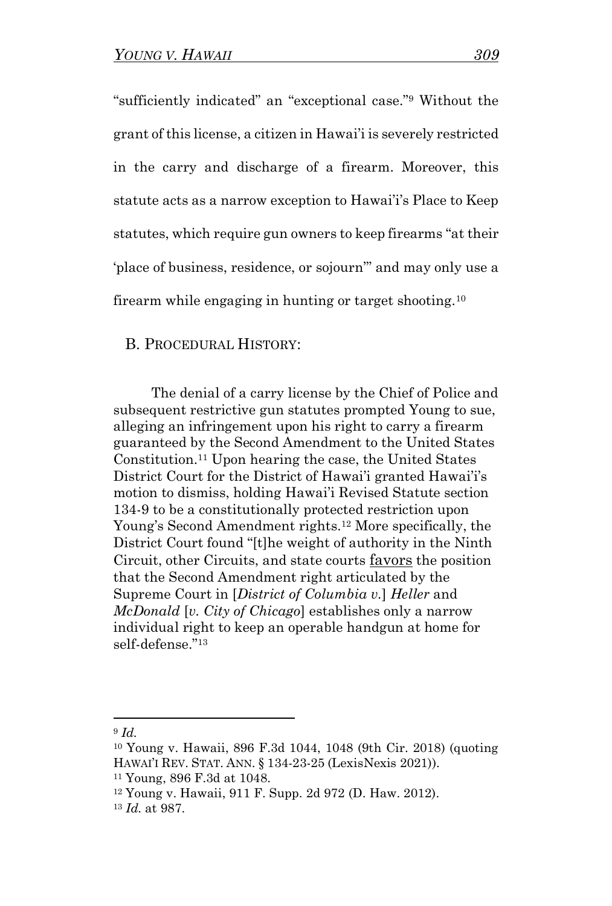"sufficiently indicated" an "exceptional case."[9] Without the grant of this license, a citizen in Hawai'i is severely restricted in the carry and discharge of a firearm. Moreover, this statute acts as a narrow exception to Hawai'i's Place to Keep statutes, which require gun owners to keep firearms "at their 'place of business, residence, or sojourn'" and may only use a firearm while engaging in hunting or target shooting.[10]

## B. PROCEDURAL HISTORY:

The denial of a carry license by the Chief of Police and subsequent restrictive gun statutes prompted Young to sue, alleging an infringement upon his right to carry a firearm guaranteed by the Second Amendment to the United States Constitution.[11] Upon hearing the case, the United States District Court for the District of Hawai'i granted Hawai'i's motion to dismiss, holding Hawai'i Revised Statute section 134-9 to be a constitutionally protected restriction upon Young's Second Amendment rights.[12] More specifically, the District Court found "[t]he weight of authority in the Ninth Circuit, other Circuits, and state courts <u>favors</u> the position that the Second Amendment right articulated by the Supreme Court in [*District of Columbia v.*] *Heller* and *McDonald* [*v. City of Chicago*] establishes only a narrow individual right to keep an operable handgun at home for self-defense."[13]

---

[9] *Id.*

[10] Young v. Hawaii, 896 F.3d 1044, 1048 (9th Cir. 2018) (quoting HAWAI'I REV. STAT. ANN. § 134-23-25 (LexisNexis 2021)).

[11] Young, 896 F.3d at 1048.

[12] Young v. Hawaii, 911 F. Supp. 2d 972 (D. Haw. 2012).

[13] *Id.* at 987.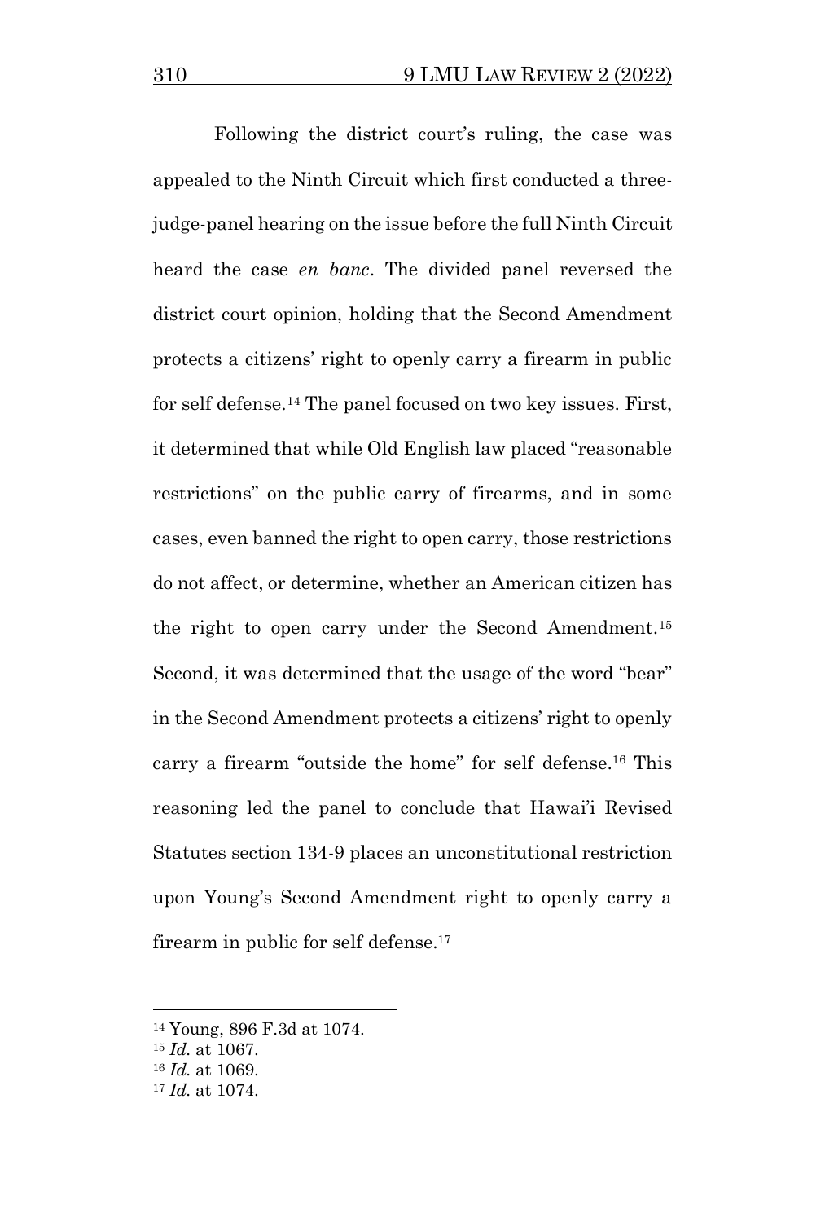Following the district court's ruling, the case was appealed to the Ninth Circuit which first conducted a three-judge-panel hearing on the issue before the full Ninth Circuit heard the case *en banc*. The divided panel reversed the district court opinion, holding that the Second Amendment protects a citizens' right to openly carry a firearm in public for self defense.[14] The panel focused on two key issues. First, it determined that while Old English law placed "reasonable restrictions" on the public carry of firearms, and in some cases, even banned the right to open carry, those restrictions do not affect, or determine, whether an American citizen has the right to open carry under the Second Amendment.[15] Second, it was determined that the usage of the word "bear" in the Second Amendment protects a citizens' right to openly carry a firearm "outside the home" for self defense.[16] This reasoning led the panel to conclude that Hawai'i Revised Statutes section 134-9 places an unconstitutional restriction upon Young's Second Amendment right to openly carry a firearm in public for self defense.[17]

---

[14] Young, 896 F.3d at 1074.
[15] *Id.* at 1067.
[16] *Id.* at 1069.
[17] *Id.* at 1074.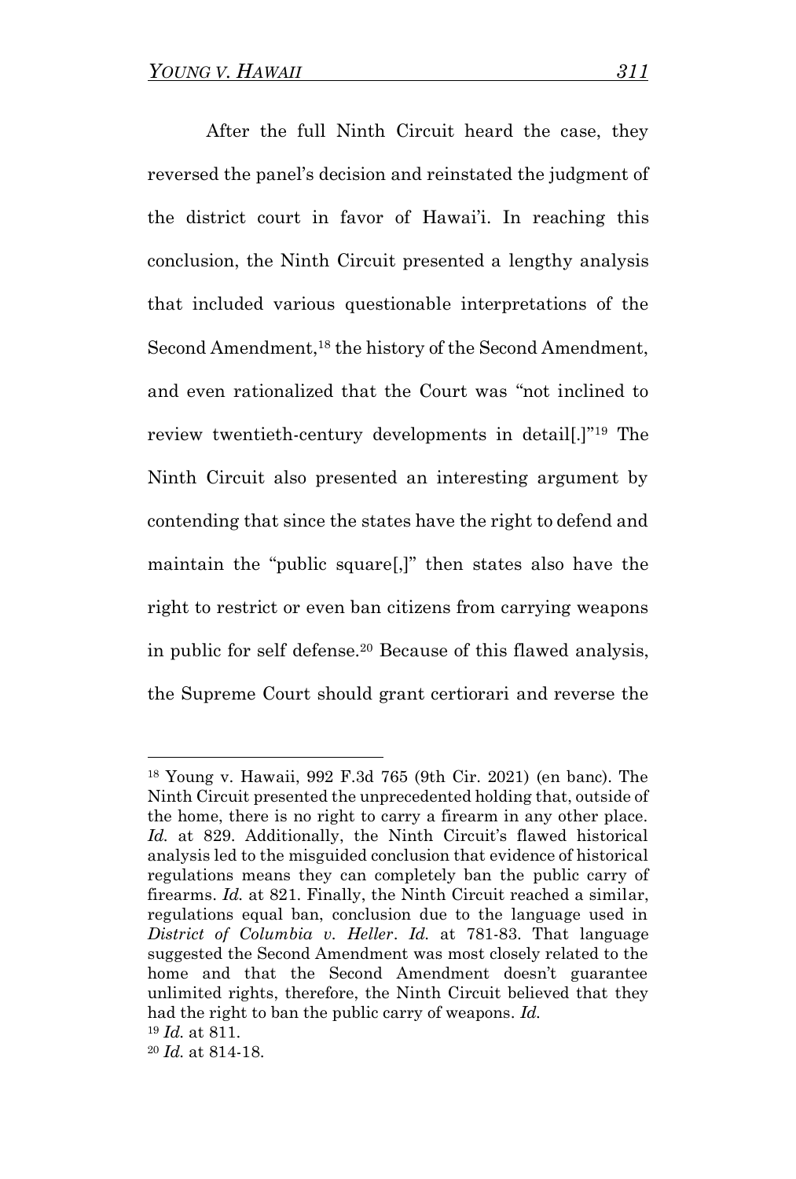After the full Ninth Circuit heard the case, they reversed the panel's decision and reinstated the judgment of the district court in favor of Hawai'i. In reaching this conclusion, the Ninth Circuit presented a lengthy analysis that included various questionable interpretations of the Second Amendment,[18] the history of the Second Amendment, and even rationalized that the Court was "not inclined to review twentieth-century developments in detail[.]"[19] The Ninth Circuit also presented an interesting argument by contending that since the states have the right to defend and maintain the "public square[,]" then states also have the right to restrict or even ban citizens from carrying weapons in public for self defense.[20] Because of this flawed analysis, the Supreme Court should grant certiorari and reverse the

---

[18] Young v. Hawaii, 992 F.3d 765 (9th Cir. 2021) (en banc). The Ninth Circuit presented the unprecedented holding that, outside of the home, there is no right to carry a firearm in any other place. *Id.* at 829. Additionally, the Ninth Circuit's flawed historical analysis led to the misguided conclusion that evidence of historical regulations means they can completely ban the public carry of firearms. *Id.* at 821. Finally, the Ninth Circuit reached a similar, regulations equal ban, conclusion due to the language used in *District of Columbia v. Heller*. *Id.* at 781-83. That language suggested the Second Amendment was most closely related to the home and that the Second Amendment doesn't guarantee unlimited rights, therefore, the Ninth Circuit believed that they had the right to ban the public carry of weapons. *Id.*

[19] *Id.* at 811.

[20] *Id.* at 814-18.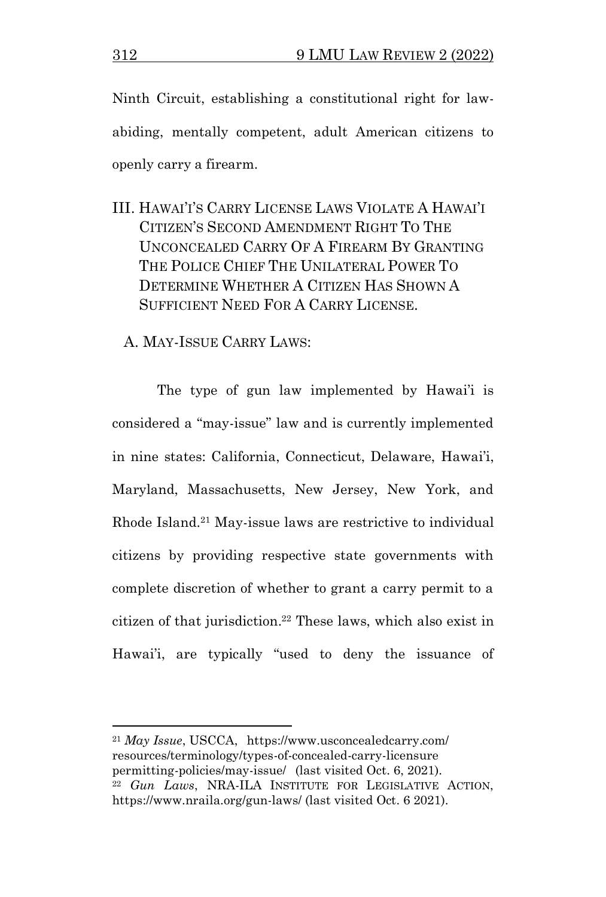Ninth Circuit, establishing a constitutional right for law-abiding, mentally competent, adult American citizens to openly carry a firearm.

## III. HAWAI'I'S CARRY LICENSE LAWS VIOLATE A HAWAI'I CITIZEN'S SECOND AMENDMENT RIGHT TO THE UNCONCEALED CARRY OF A FIREARM BY GRANTING THE POLICE CHIEF THE UNILATERAL POWER TO DETERMINE WHETHER A CITIZEN HAS SHOWN A SUFFICIENT NEED FOR A CARRY LICENSE.

### A. MAY-ISSUE CARRY LAWS:

The type of gun law implemented by Hawai'i is considered a "may-issue" law and is currently implemented in nine states: California, Connecticut, Delaware, Hawai'i, Maryland, Massachusetts, New Jersey, New York, and Rhode Island.[21] May-issue laws are restrictive to individual citizens by providing respective state governments with complete discretion of whether to grant a carry permit to a citizen of that jurisdiction.[22] These laws, which also exist in Hawai'i, are typically "used to deny the issuance of

---

[21] *May Issue*, USCCA, https://www.usconcealedcarry.com/resources/terminology/types-of-concealed-carry-licensure permitting-policies/may-issue/ (last visited Oct. 6, 2021).

[22] *Gun Laws*, NRA-ILA INSTITUTE FOR LEGISLATIVE ACTION, https://www.nraila.org/gun-laws/ (last visited Oct. 6 2021).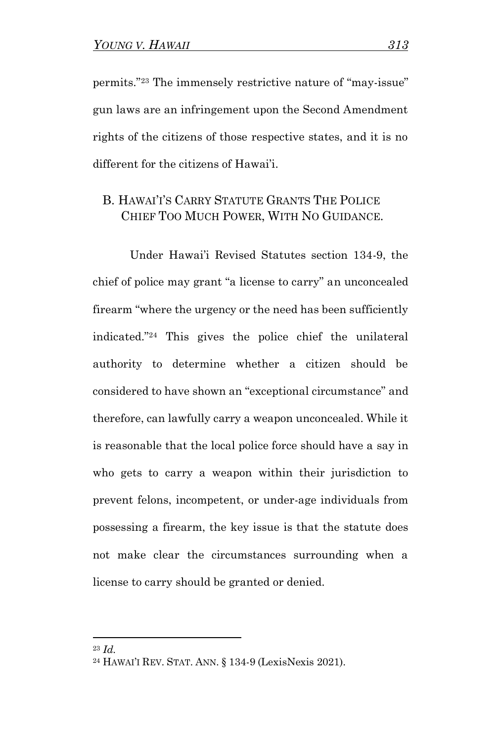permits."[23] The immensely restrictive nature of "may-issue" gun laws are an infringement upon the Second Amendment rights of the citizens of those respective states, and it is no different for the citizens of Hawai'i.

### B. HAWAI'I'S CARRY STATUTE GRANTS THE POLICE CHIEF TOO MUCH POWER, WITH NO GUIDANCE.

Under Hawai'i Revised Statutes section 134-9, the chief of police may grant "a license to carry" an unconcealed firearm "where the urgency or the need has been sufficiently indicated."[24] This gives the police chief the unilateral authority to determine whether a citizen should be considered to have shown an "exceptional circumstance" and therefore, can lawfully carry a weapon unconcealed. While it is reasonable that the local police force should have a say in who gets to carry a weapon within their jurisdiction to prevent felons, incompetent, or under-age individuals from possessing a firearm, the key issue is that the statute does not make clear the circumstances surrounding when a license to carry should be granted or denied.

---

[23] *Id.*

[24] HAWAI'I REV. STAT. ANN. § 134-9 (LexisNexis 2021).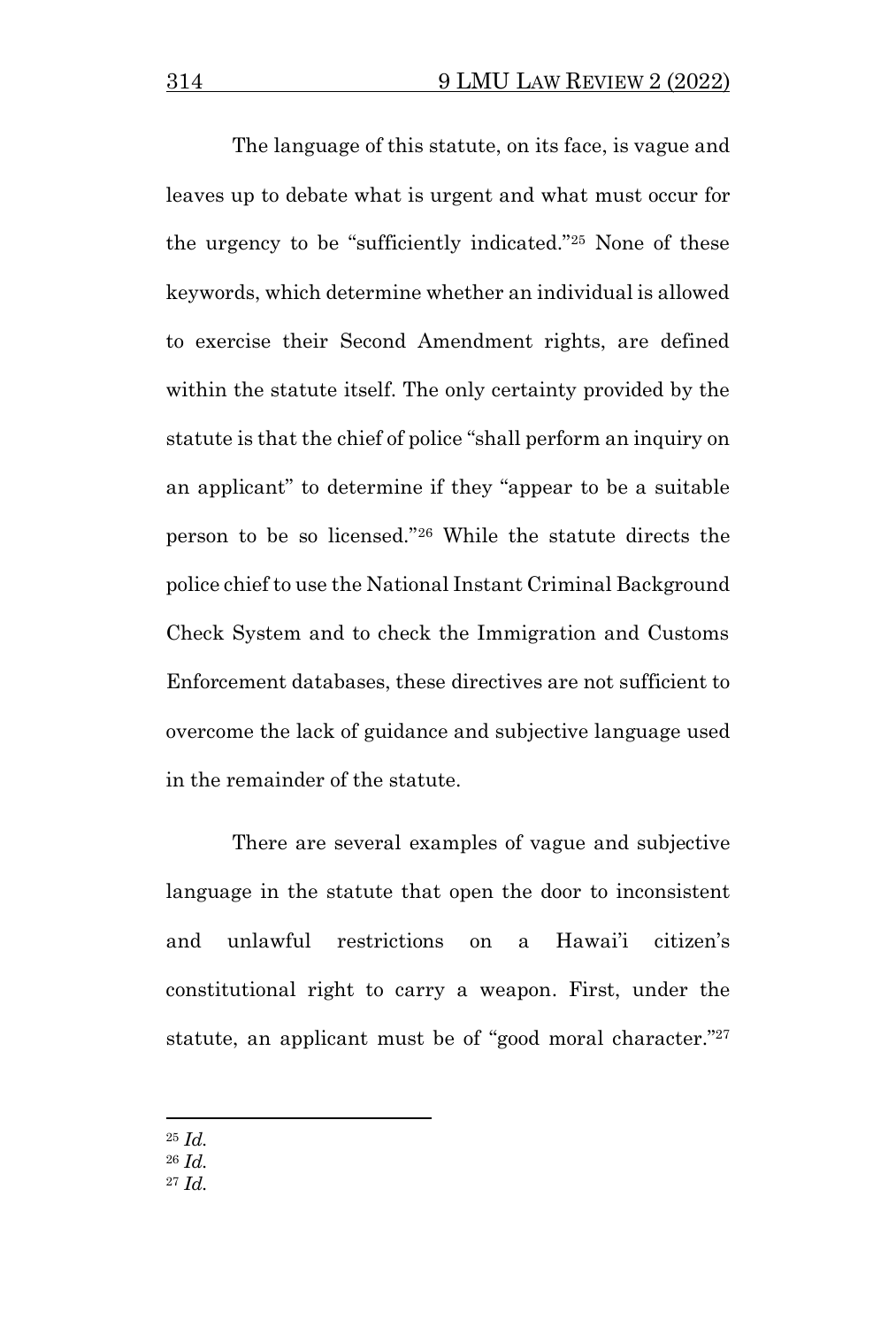The language of this statute, on its face, is vague and leaves up to debate what is urgent and what must occur for the urgency to be "sufficiently indicated."[25] None of these keywords, which determine whether an individual is allowed to exercise their Second Amendment rights, are defined within the statute itself. The only certainty provided by the statute is that the chief of police "shall perform an inquiry on an applicant" to determine if they "appear to be a suitable person to be so licensed."[26] While the statute directs the police chief to use the National Instant Criminal Background Check System and to check the Immigration and Customs Enforcement databases, these directives are not sufficient to overcome the lack of guidance and subjective language used in the remainder of the statute.

There are several examples of vague and subjective language in the statute that open the door to inconsistent and unlawful restrictions on a Hawai'i citizen's constitutional right to carry a weapon. First, under the statute, an applicant must be of "good moral character."[27]

---

[25] *Id.*

[26] *Id.*

[27] *Id.*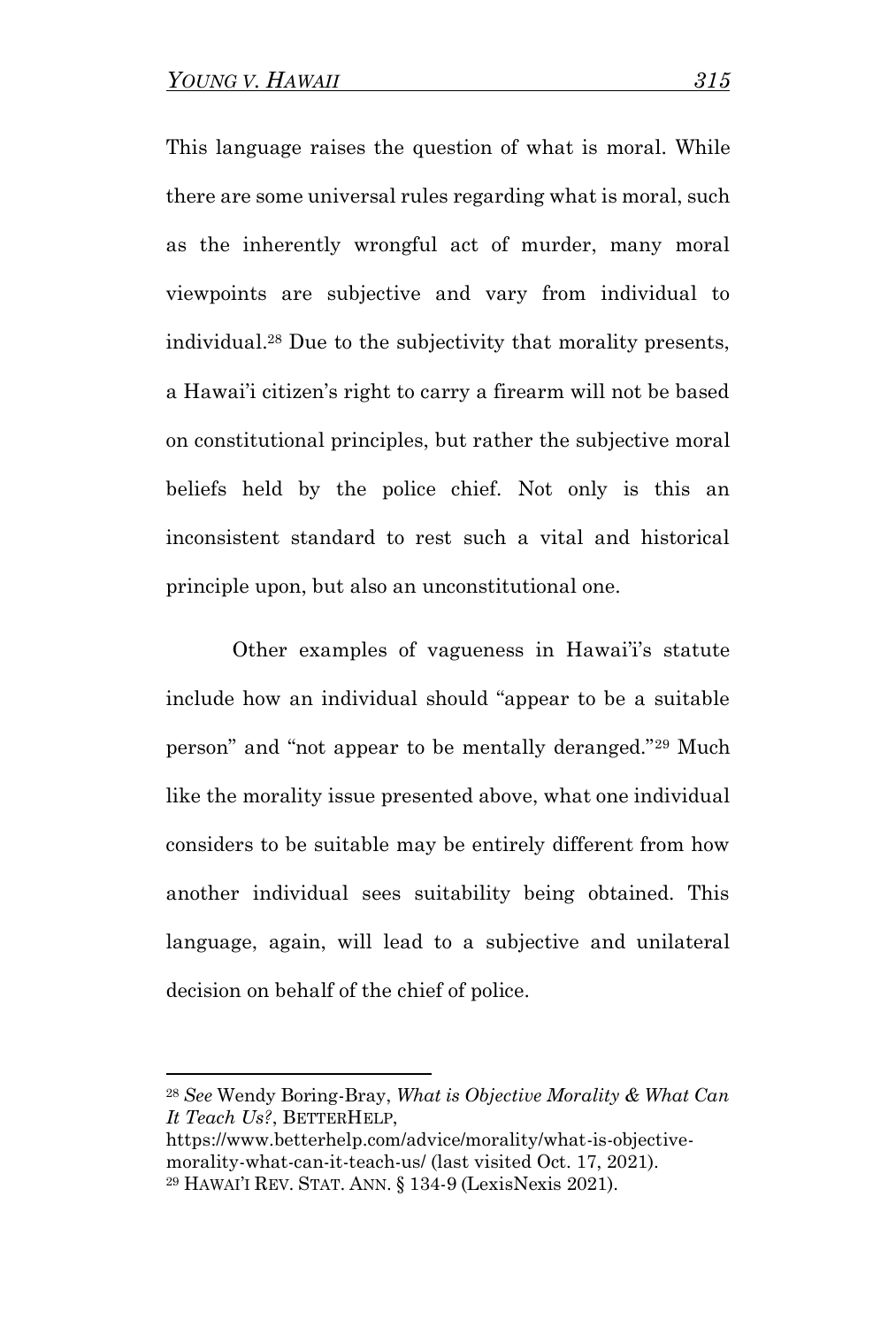This language raises the question of what is moral. While there are some universal rules regarding what is moral, such as the inherently wrongful act of murder, many moral viewpoints are subjective and vary from individual to individual.[28] Due to the subjectivity that morality presents, a Hawai'i citizen's right to carry a firearm will not be based on constitutional principles, but rather the subjective moral beliefs held by the police chief. Not only is this an inconsistent standard to rest such a vital and historical principle upon, but also an unconstitutional one.

Other examples of vagueness in Hawai'i's statute include how an individual should "appear to be a suitable person" and "not appear to be mentally deranged."[29] Much like the morality issue presented above, what one individual considers to be suitable may be entirely different from how another individual sees suitability being obtained. This language, again, will lead to a subjective and unilateral decision on behalf of the chief of police.

---

[28] *See* Wendy Boring-Bray, *What is Objective Morality & What Can It Teach Us?*, BETTERHELP, https://www.betterhelp.com/advice/morality/what-is-objective-morality-what-can-it-teach-us/ (last visited Oct. 17, 2021).

[29] HAWAI'I REV. STAT. ANN. § 134-9 (LexisNexis 2021).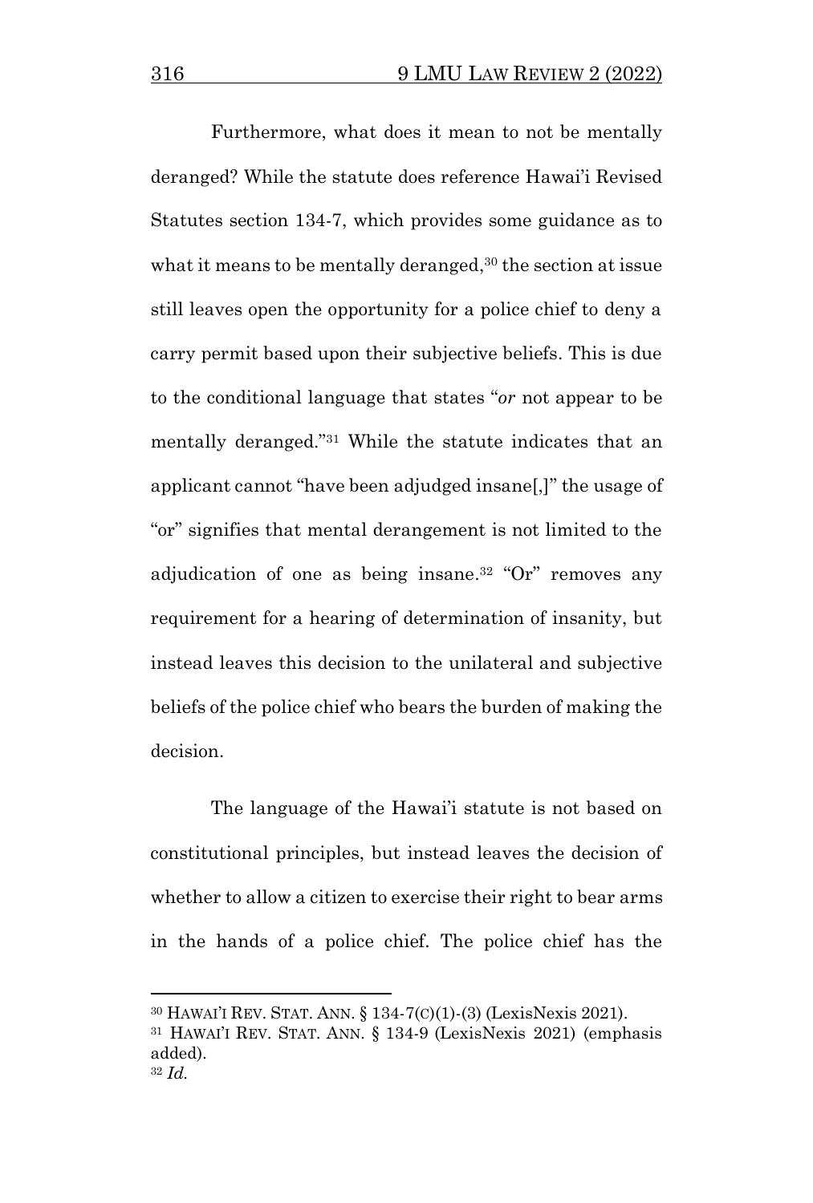Furthermore, what does it mean to not be mentally deranged? While the statute does reference Hawai'i Revised Statutes section 134-7, which provides some guidance as to what it means to be mentally deranged,[30] the section at issue still leaves open the opportunity for a police chief to deny a carry permit based upon their subjective beliefs. This is due to the conditional language that states "*or* not appear to be mentally deranged."[31] While the statute indicates that an applicant cannot "have been adjudged insane[,]" the usage of "or" signifies that mental derangement is not limited to the adjudication of one as being insane.[32] "Or" removes any requirement for a hearing of determination of insanity, but instead leaves this decision to the unilateral and subjective beliefs of the police chief who bears the burden of making the decision.

The language of the Hawai'i statute is not based on constitutional principles, but instead leaves the decision of whether to allow a citizen to exercise their right to bear arms in the hands of a police chief. The police chief has the

---

[30] HAWAI'I REV. STAT. ANN. § 134-7(C)(1)-(3) (LexisNexis 2021).

[31] HAWAI'I REV. STAT. ANN. § 134-9 (LexisNexis 2021) (emphasis added).

[32] *Id.*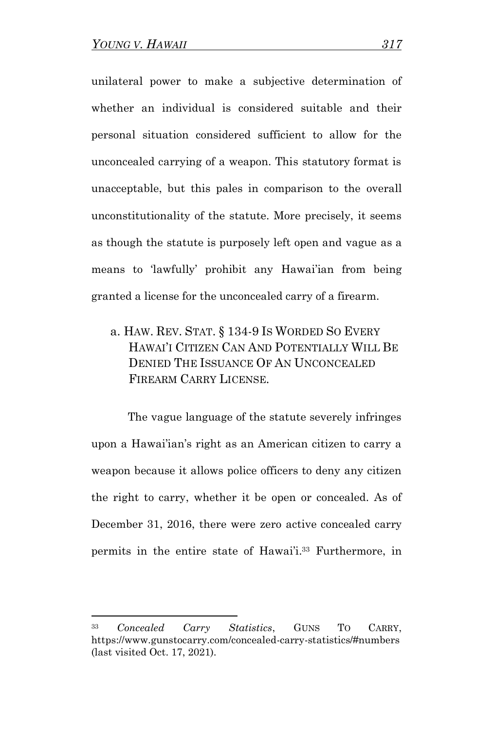unilateral power to make a subjective determination of whether an individual is considered suitable and their personal situation considered sufficient to allow for the unconcealed carrying of a weapon. This statutory format is unacceptable, but this pales in comparison to the overall unconstitutionality of the statute. More precisely, it seems as though the statute is purposely left open and vague as a means to 'lawfully' prohibit any Hawai'ian from being granted a license for the unconcealed carry of a firearm.

### a. HAW. REV. STAT. § 134-9 IS WORDED SO EVERY HAWAI'I CITIZEN CAN AND POTENTIALLY WILL BE DENIED THE ISSUANCE OF AN UNCONCEALED FIREARM CARRY LICENSE.

The vague language of the statute severely infringes upon a Hawai'ian's right as an American citizen to carry a weapon because it allows police officers to deny any citizen the right to carry, whether it be open or concealed. As of December 31, 2016, there were zero active concealed carry permits in the entire state of Hawai'i.[33] Furthermore, in

---

[33] *Concealed Carry Statistics*, GUNS TO CARRY, https://www.gunstocarry.com/concealed-carry-statistics/#numbers (last visited Oct. 17, 2021).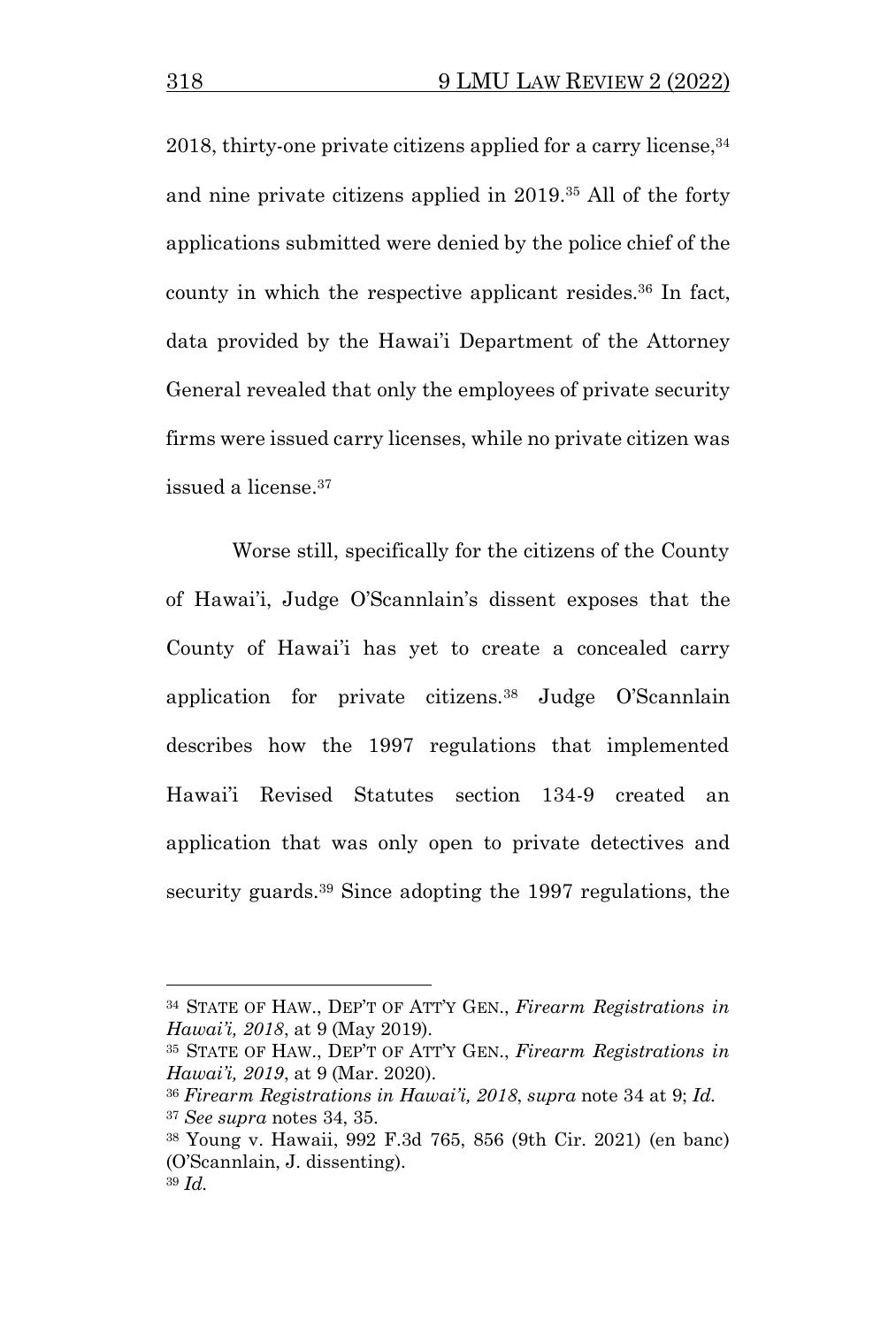2018, thirty-one private citizens applied for a carry license,[34] and nine private citizens applied in 2019.[35] All of the forty applications submitted were denied by the police chief of the county in which the respective applicant resides.[36] In fact, data provided by the Hawai'i Department of the Attorney General revealed that only the employees of private security firms were issued carry licenses, while no private citizen was issued a license.[37]

Worse still, specifically for the citizens of the County of Hawai'i, Judge O'Scannlain's dissent exposes that the County of Hawai'i has yet to create a concealed carry application for private citizens.[38] Judge O'Scannlain describes how the 1997 regulations that implemented Hawai'i Revised Statutes section 134-9 created an application that was only open to private detectives and security guards.[39] Since adopting the 1997 regulations, the

---

[34] STATE OF HAW., DEP'T OF ATT'Y GEN., *Firearm Registrations in Hawai'i, 2018*, at 9 (May 2019).

[35] STATE OF HAW., DEP'T OF ATT'Y GEN., *Firearm Registrations in Hawai'i, 2019*, at 9 (Mar. 2020).

[36] *Firearm Registrations in Hawai'i, 2018*, *supra* note 34 at 9; *Id.*

[37] *See supra* notes 34, 35.

[38] Young v. Hawaii, 992 F.3d 765, 856 (9th Cir. 2021) (en banc) (O'Scannlain, J. dissenting).

[39] *Id.*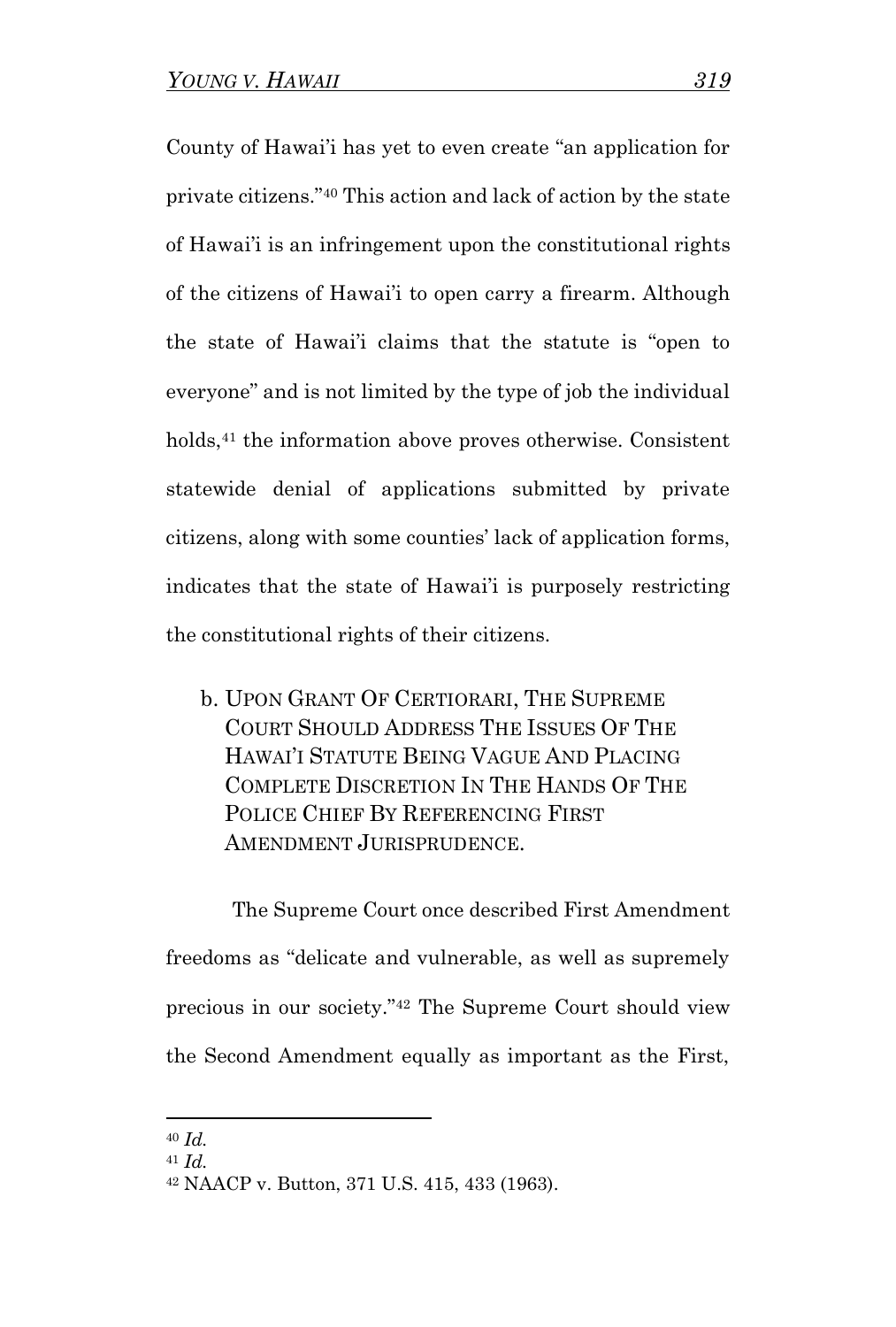County of Hawai'i has yet to even create "an application for private citizens."[40] This action and lack of action by the state of Hawai'i is an infringement upon the constitutional rights of the citizens of Hawai'i to open carry a firearm. Although the state of Hawai'i claims that the statute is "open to everyone" and is not limited by the type of job the individual holds,[41] the information above proves otherwise. Consistent statewide denial of applications submitted by private citizens, along with some counties' lack of application forms, indicates that the state of Hawai'i is purposely restricting the constitutional rights of their citizens.

### b. Upon Grant Of Certiorari, The Supreme Court Should Address The Issues Of The Hawai'i Statute Being Vague And Placing Complete Discretion In The Hands Of The Police Chief By Referencing First Amendment Jurisprudence.

The Supreme Court once described First Amendment freedoms as "delicate and vulnerable, as well as supremely precious in our society."[42] The Supreme Court should view the Second Amendment equally as important as the First,

---

[40] *Id.*

[41] *Id.*

[42] NAACP v. Button, 371 U.S. 415, 433 (1963).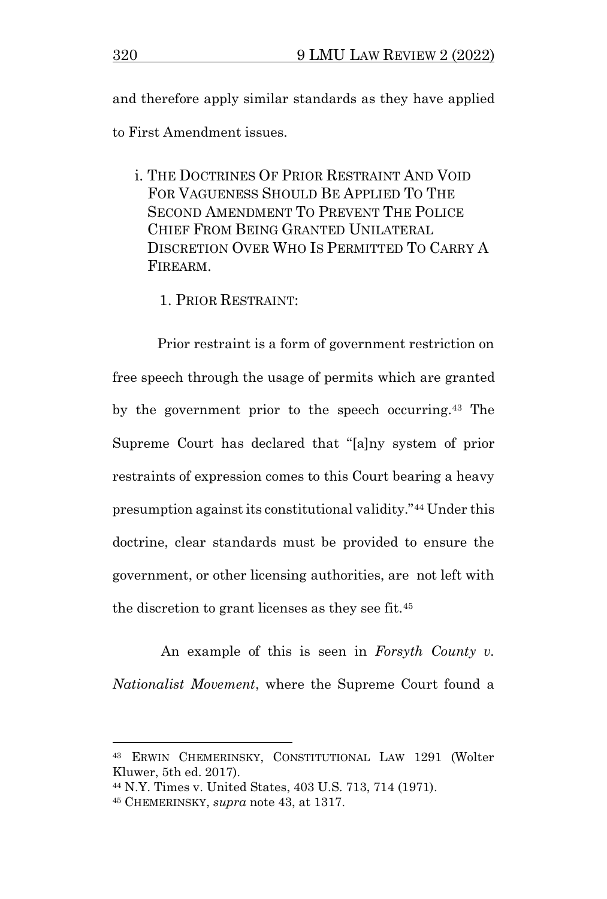and therefore apply similar standards as they have applied to First Amendment issues.

### i. The Doctrines Of Prior Restraint And Void For Vagueness Should Be Applied To The Second Amendment To Prevent The Police Chief From Being Granted Unilateral Discretion Over Who Is Permitted To Carry A Firearm.

#### 1. Prior Restraint:

Prior restraint is a form of government restriction on free speech through the usage of permits which are granted by the government prior to the speech occurring.[43] The Supreme Court has declared that "[a]ny system of prior restraints of expression comes to this Court bearing a heavy presumption against its constitutional validity."[44] Under this doctrine, clear standards must be provided to ensure the government, or other licensing authorities, are not left with the discretion to grant licenses as they see fit.[45]

An example of this is seen in *Forsyth County v. Nationalist Movement*, where the Supreme Court found a

---

[43] Erwin Chemerinsky, Constitutional Law 1291 (Wolter Kluwer, 5th ed. 2017).

[44] N.Y. Times v. United States, 403 U.S. 713, 714 (1971).

[45] Chemerinsky, *supra* note 43, at 1317.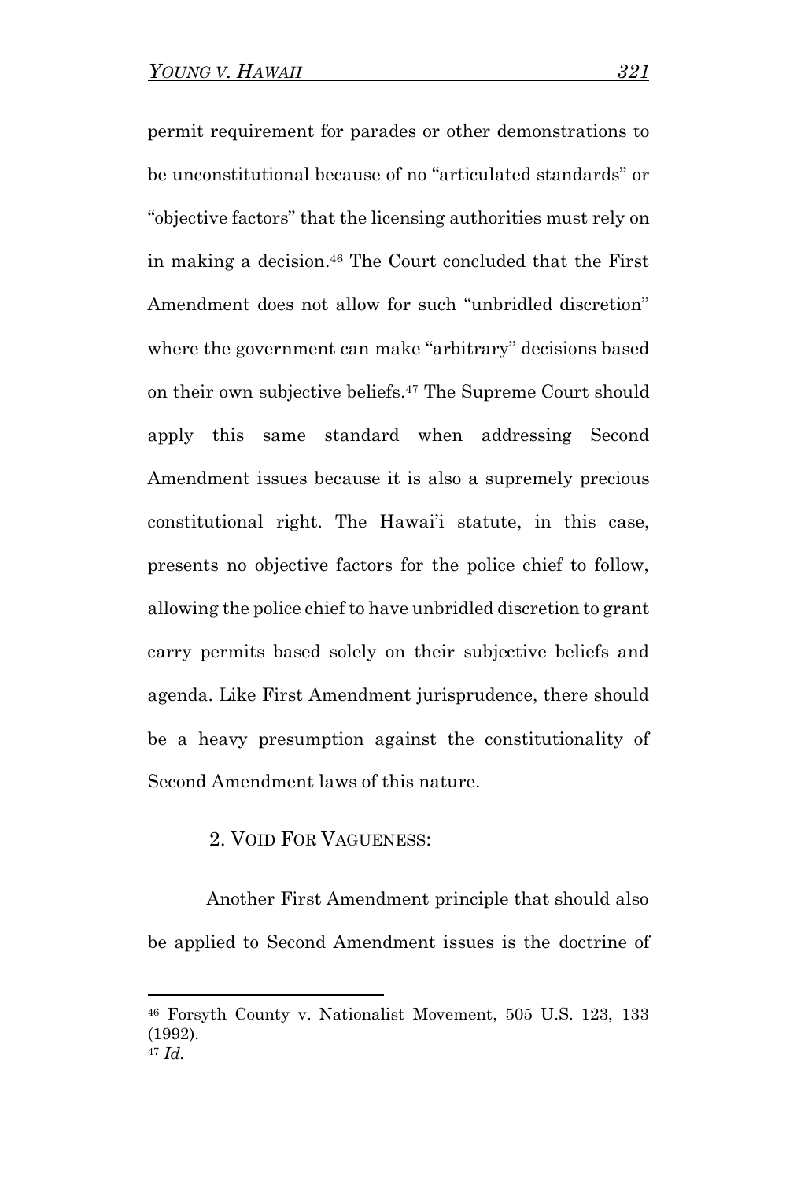permit requirement for parades or other demonstrations to be unconstitutional because of no "articulated standards" or "objective factors" that the licensing authorities must rely on in making a decision.[46] The Court concluded that the First Amendment does not allow for such "unbridled discretion" where the government can make "arbitrary" decisions based on their own subjective beliefs.[47] The Supreme Court should apply this same standard when addressing Second Amendment issues because it is also a supremely precious constitutional right. The Hawai'i statute, in this case, presents no objective factors for the police chief to follow, allowing the police chief to have unbridled discretion to grant carry permits based solely on their subjective beliefs and agenda. Like First Amendment jurisprudence, there should be a heavy presumption against the constitutionality of Second Amendment laws of this nature.

### 2. VOID FOR VAGUENESS:

Another First Amendment principle that should also be applied to Second Amendment issues is the doctrine of

---

[46] Forsyth County v. Nationalist Movement, 505 U.S. 123, 133 (1992).

[47] *Id.*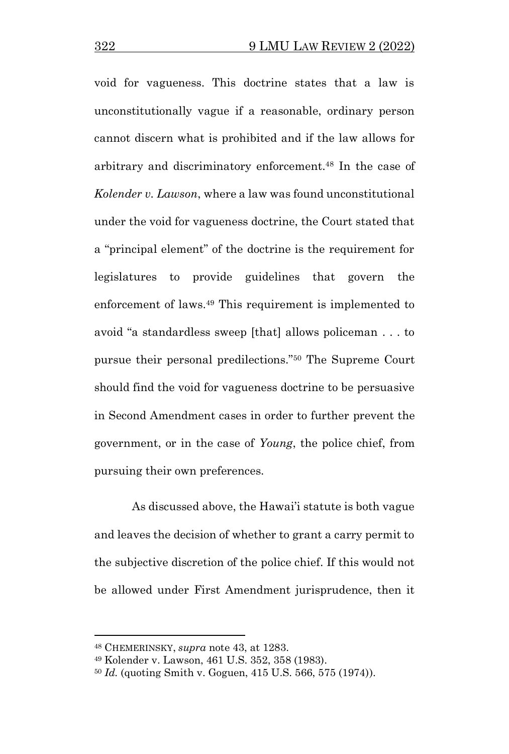void for vagueness. This doctrine states that a law is unconstitutionally vague if a reasonable, ordinary person cannot discern what is prohibited and if the law allows for arbitrary and discriminatory enforcement.[48] In the case of *Kolender v. Lawson*, where a law was found unconstitutional under the void for vagueness doctrine, the Court stated that a "principal element" of the doctrine is the requirement for legislatures to provide guidelines that govern the enforcement of laws.[49] This requirement is implemented to avoid "a standardless sweep [that] allows policeman . . . to pursue their personal predilections."[50] The Supreme Court should find the void for vagueness doctrine to be persuasive in Second Amendment cases in order to further prevent the government, or in the case of *Young*, the police chief, from pursuing their own preferences.

As discussed above, the Hawai'i statute is both vague and leaves the decision of whether to grant a carry permit to the subjective discretion of the police chief. If this would not be allowed under First Amendment jurisprudence, then it

---

[48] CHEMERINSKY, *supra* note 43, at 1283.

[49] Kolender v. Lawson, 461 U.S. 352, 358 (1983).

[50] *Id.* (quoting Smith v. Goguen, 415 U.S. 566, 575 (1974)).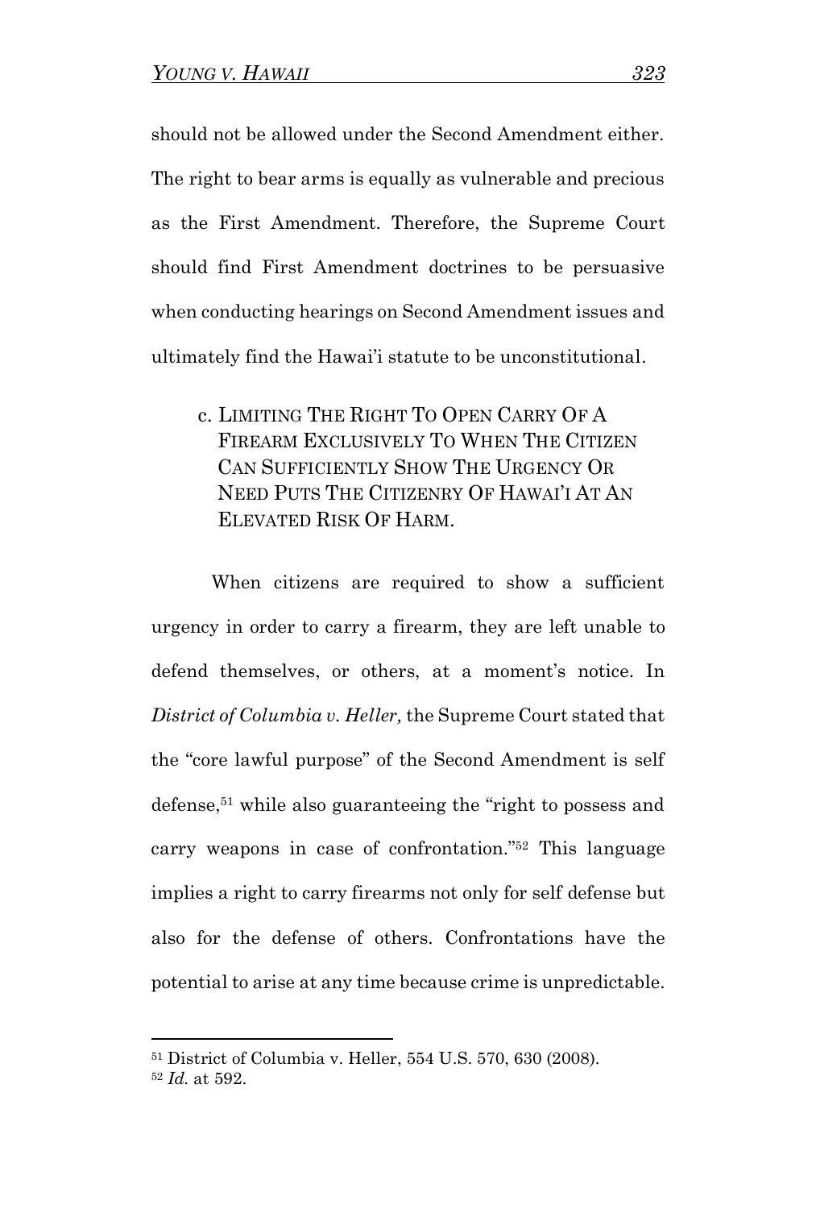should not be allowed under the Second Amendment either. The right to bear arms is equally as vulnerable and precious as the First Amendment. Therefore, the Supreme Court should find First Amendment doctrines to be persuasive when conducting hearings on Second Amendment issues and ultimately find the Hawai'i statute to be unconstitutional.

#### c. LIMITING THE RIGHT TO OPEN CARRY OF A FIREARM EXCLUSIVELY TO WHEN THE CITIZEN CAN SUFFICIENTLY SHOW THE URGENCY OR NEED PUTS THE CITIZENRY OF HAWAI'I AT AN ELEVATED RISK OF HARM.

When citizens are required to show a sufficient urgency in order to carry a firearm, they are left unable to defend themselves, or others, at a moment's notice. In *District of Columbia v. Heller,* the Supreme Court stated that the "core lawful purpose" of the Second Amendment is self defense,[51] while also guaranteeing the "right to possess and carry weapons in case of confrontation."[52] This language implies a right to carry firearms not only for self defense but also for the defense of others. Confrontations have the potential to arise at any time because crime is unpredictable.

---

[51] District of Columbia v. Heller, 554 U.S. 570, 630 (2008).

[52] *Id.* at 592.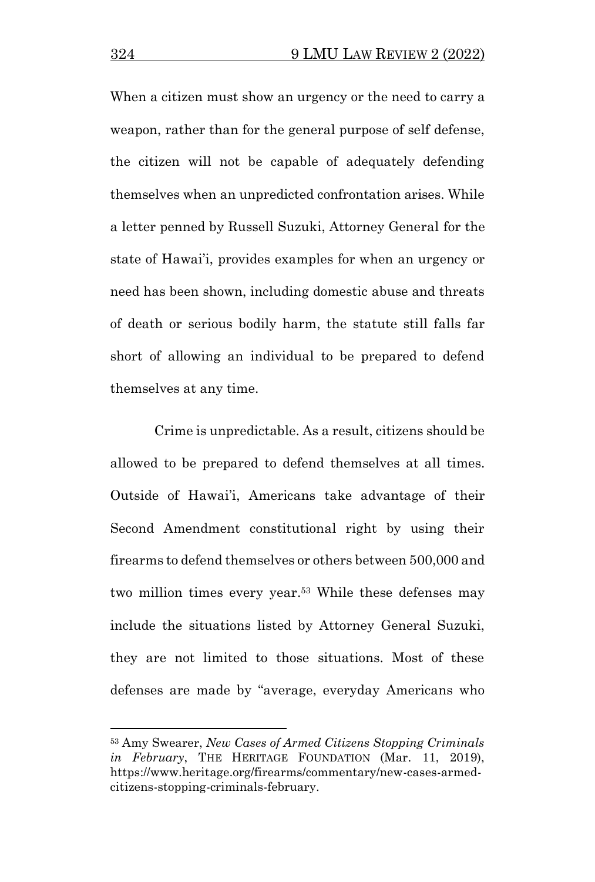When a citizen must show an urgency or the need to carry a weapon, rather than for the general purpose of self defense, the citizen will not be capable of adequately defending themselves when an unpredicted confrontation arises. While a letter penned by Russell Suzuki, Attorney General for the state of Hawai'i, provides examples for when an urgency or need has been shown, including domestic abuse and threats of death or serious bodily harm, the statute still falls far short of allowing an individual to be prepared to defend themselves at any time.

Crime is unpredictable. As a result, citizens should be allowed to be prepared to defend themselves at all times. Outside of Hawai'i, Americans take advantage of their Second Amendment constitutional right by using their firearms to defend themselves or others between 500,000 and two million times every year.[53] While these defenses may include the situations listed by Attorney General Suzuki, they are not limited to those situations. Most of these defenses are made by "average, everyday Americans who

---

[53] Amy Swearer, *New Cases of Armed Citizens Stopping Criminals in February*, THE HERITAGE FOUNDATION (Mar. 11, 2019), https://www.heritage.org/firearms/commentary/new-cases-armed-citizens-stopping-criminals-february.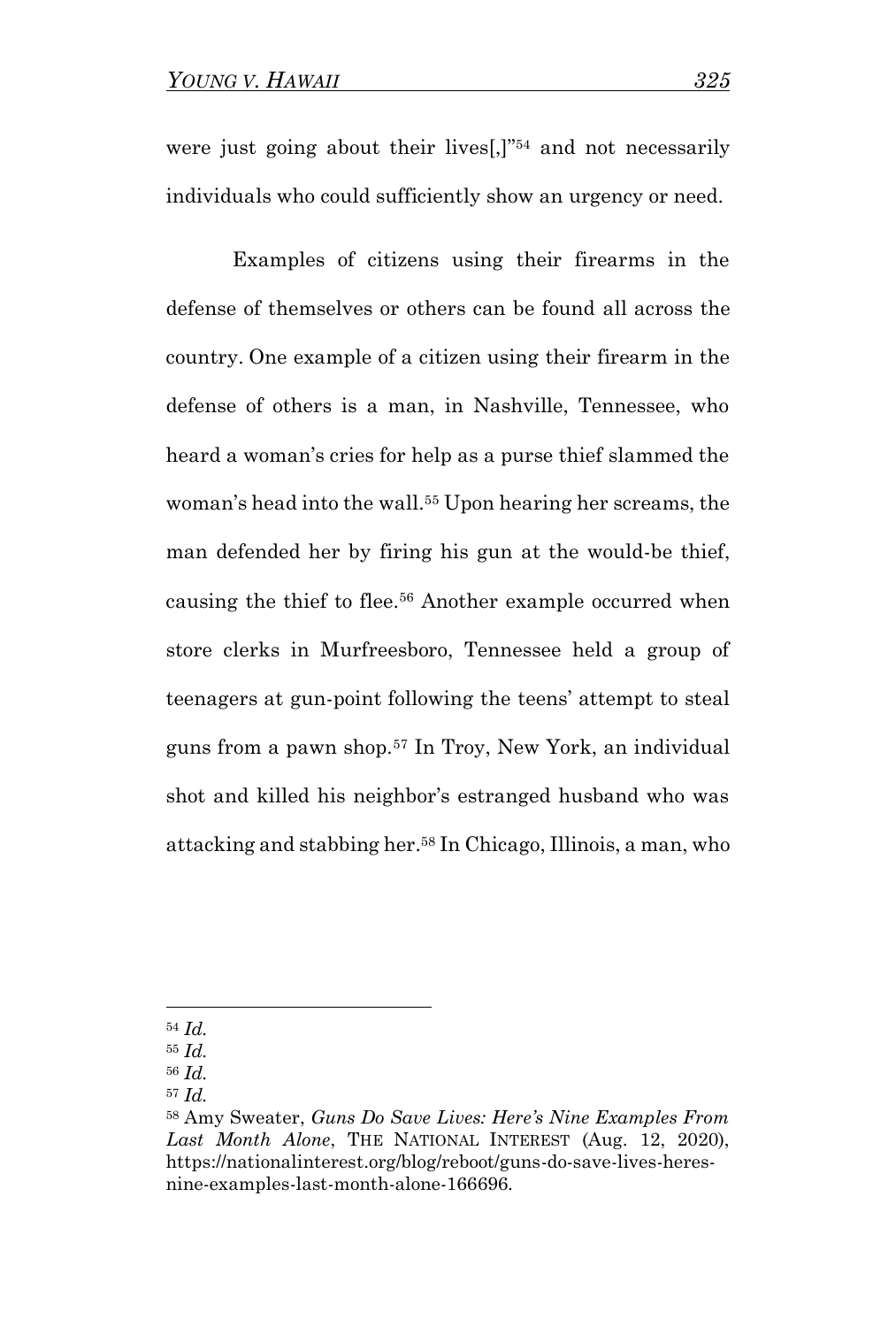were just going about their lives[,]"[54] and not necessarily individuals who could sufficiently show an urgency or need.

Examples of citizens using their firearms in the defense of themselves or others can be found all across the country. One example of a citizen using their firearm in the defense of others is a man, in Nashville, Tennessee, who heard a woman's cries for help as a purse thief slammed the woman's head into the wall.[55] Upon hearing her screams, the man defended her by firing his gun at the would-be thief, causing the thief to flee.[56] Another example occurred when store clerks in Murfreesboro, Tennessee held a group of teenagers at gun-point following the teens' attempt to steal guns from a pawn shop.[57] In Troy, New York, an individual shot and killed his neighbor's estranged husband who was attacking and stabbing her.[58] In Chicago, Illinois, a man, who

---

[54] *Id.*

[55] *Id.*

[56] *Id.*

[57] *Id.*

[58] Amy Sweater, *Guns Do Save Lives: Here's Nine Examples From Last Month Alone*, THE NATIONAL INTEREST (Aug. 12, 2020), https://nationalinterest.org/blog/reboot/guns-do-save-lives-heres-nine-examples-last-month-alone-166696.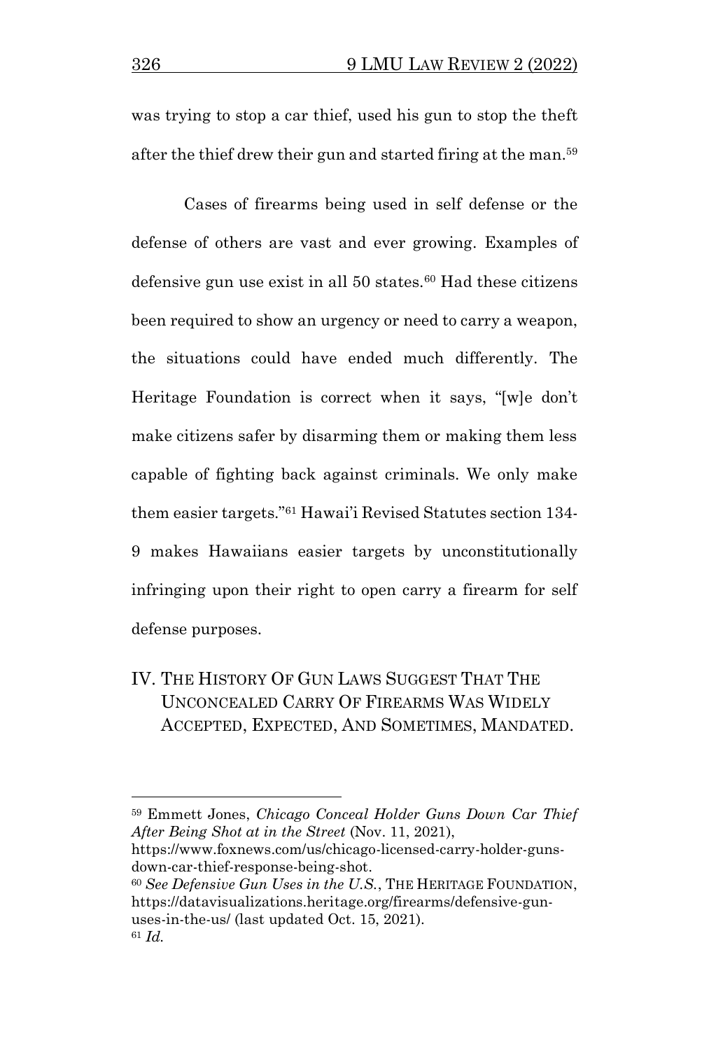was trying to stop a car thief, used his gun to stop the theft after the thief drew their gun and started firing at the man.[59]

Cases of firearms being used in self defense or the defense of others are vast and ever growing. Examples of defensive gun use exist in all 50 states.[60] Had these citizens been required to show an urgency or need to carry a weapon, the situations could have ended much differently. The Heritage Foundation is correct when it says, "[w]e don't make citizens safer by disarming them or making them less capable of fighting back against criminals. We only make them easier targets."[61] Hawai'i Revised Statutes section 134-9 makes Hawaiians easier targets by unconstitutionally infringing upon their right to open carry a firearm for self defense purposes.

## IV. THE HISTORY OF GUN LAWS SUGGEST THAT THE UNCONCEALED CARRY OF FIREARMS WAS WIDELY ACCEPTED, EXPECTED, AND SOMETIMES, MANDATED.

---

[59] Emmett Jones, *Chicago Conceal Holder Guns Down Car Thief After Being Shot at in the Street* (Nov. 11, 2021), https://www.foxnews.com/us/chicago-licensed-carry-holder-guns-down-car-thief-response-being-shot.

[60] *See Defensive Gun Uses in the U.S.*, THE HERITAGE FOUNDATION, https://datavisualizations.heritage.org/firearms/defensive-gun-uses-in-the-us/ (last updated Oct. 15, 2021).

[61] *Id.*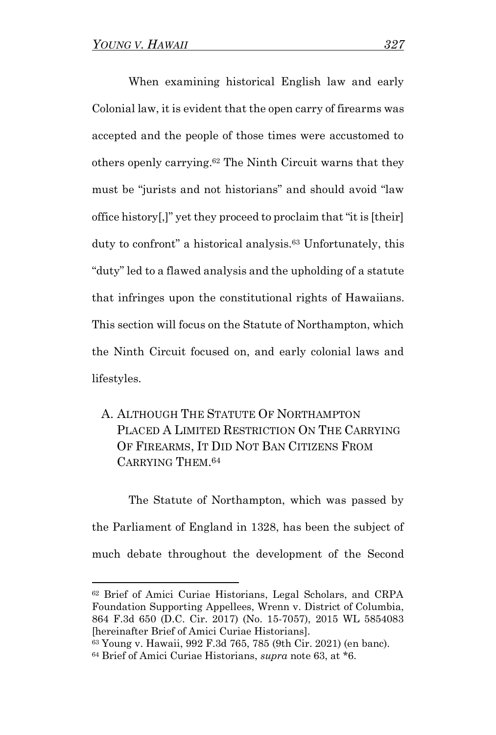When examining historical English law and early Colonial law, it is evident that the open carry of firearms was accepted and the people of those times were accustomed to others openly carrying.[62] The Ninth Circuit warns that they must be "jurists and not historians" and should avoid "law office history[,]" yet they proceed to proclaim that "it is [their] duty to confront" a historical analysis.[63] Unfortunately, this "duty" led to a flawed analysis and the upholding of a statute that infringes upon the constitutional rights of Hawaiians. This section will focus on the Statute of Northampton, which the Ninth Circuit focused on, and early colonial laws and lifestyles.

### A. ALTHOUGH THE STATUTE OF NORTHAMPTON PLACED A LIMITED RESTRICTION ON THE CARRYING OF FIREARMS, IT DID NOT BAN CITIZENS FROM CARRYING THEM.[64]

The Statute of Northampton, which was passed by the Parliament of England in 1328, has been the subject of much debate throughout the development of the Second

---

[62] Brief of Amici Curiae Historians, Legal Scholars, and CRPA Foundation Supporting Appellees, Wrenn v. District of Columbia, 864 F.3d 650 (D.C. Cir. 2017) (No. 15-7057), 2015 WL 5854083 [hereinafter Brief of Amici Curiae Historians].

[63] Young v. Hawaii, 992 F.3d 765, 785 (9th Cir. 2021) (en banc).

[64] Brief of Amici Curiae Historians, *supra* note 63, at *6.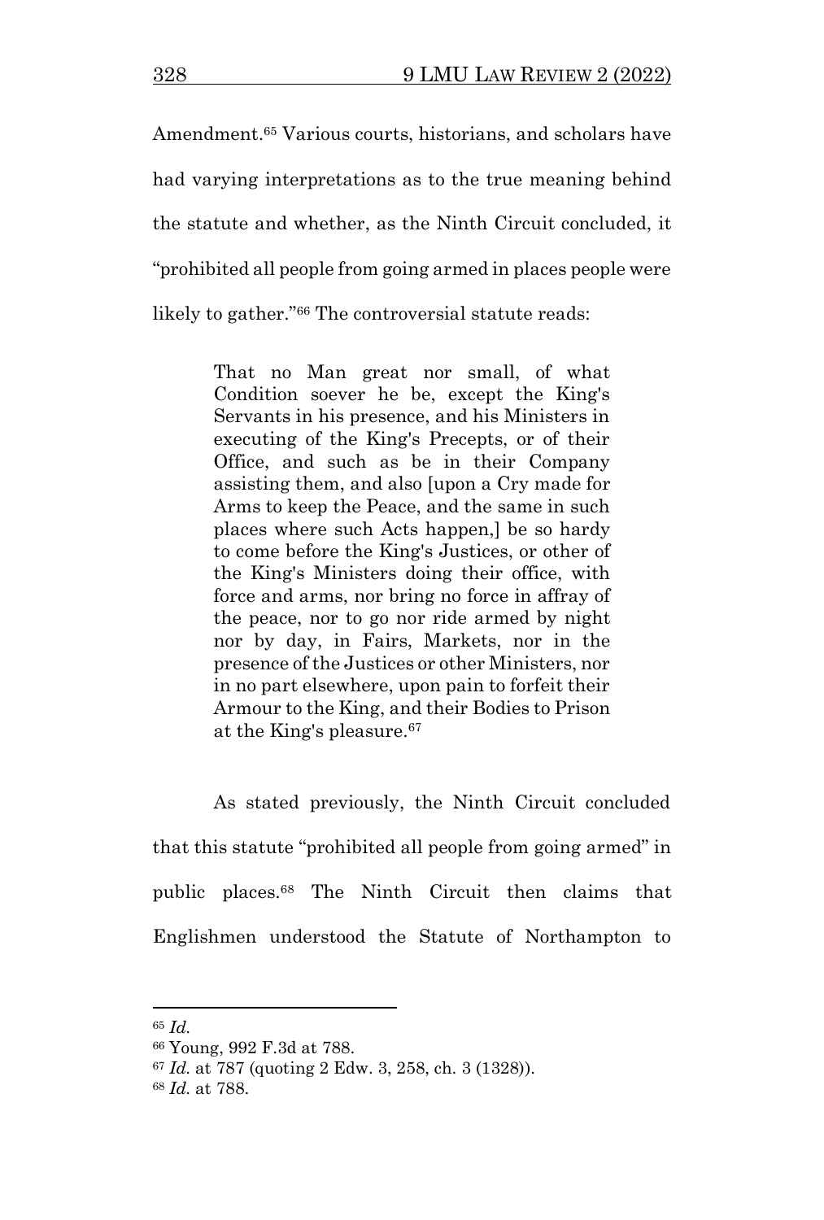Amendment.[65] Various courts, historians, and scholars have had varying interpretations as to the true meaning behind the statute and whether, as the Ninth Circuit concluded, it "prohibited all people from going armed in places people were likely to gather."[66] The controversial statute reads:

> That no Man great nor small, of what Condition soever he be, except the King's Servants in his presence, and his Ministers in executing of the King's Precepts, or of their Office, and such as be in their Company assisting them, and also [upon a Cry made for Arms to keep the Peace, and the same in such places where such Acts happen,] be so hardy to come before the King's Justices, or other of the King's Ministers doing their office, with force and arms, nor bring no force in affray of the peace, nor to go nor ride armed by night nor by day, in Fairs, Markets, nor in the presence of the Justices or other Ministers, nor in no part elsewhere, upon pain to forfeit their Armour to the King, and their Bodies to Prison at the King's pleasure.[67]

As stated previously, the Ninth Circuit concluded that this statute "prohibited all people from going armed" in public places.[68] The Ninth Circuit then claims that Englishmen understood the Statute of Northampton to

---

[65] *Id.*

[66] Young, 992 F.3d at 788.

[67] *Id.* at 787 (quoting 2 Edw. 3, 258, ch. 3 (1328)).

[68] *Id.* at 788.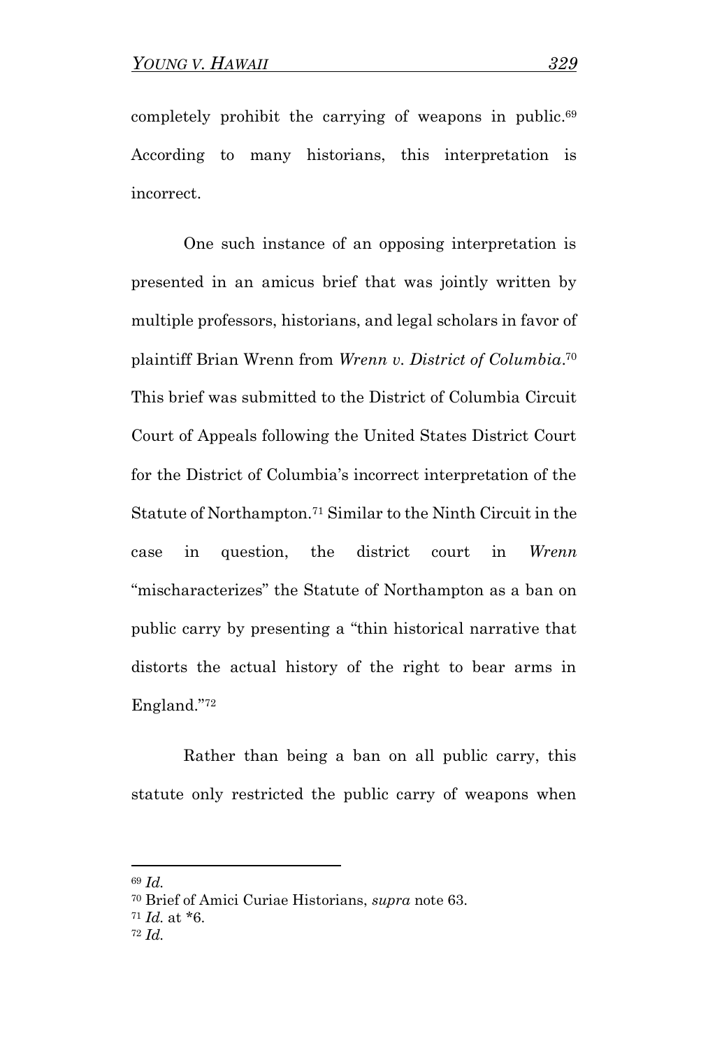completely prohibit the carrying of weapons in public.[69] According to many historians, this interpretation is incorrect.

One such instance of an opposing interpretation is presented in an amicus brief that was jointly written by multiple professors, historians, and legal scholars in favor of plaintiff Brian Wrenn from *Wrenn v. District of Columbia*.[70] This brief was submitted to the District of Columbia Circuit Court of Appeals following the United States District Court for the District of Columbia's incorrect interpretation of the Statute of Northampton.[71] Similar to the Ninth Circuit in the case in question, the district court in *Wrenn* "mischaracterizes" the Statute of Northampton as a ban on public carry by presenting a "thin historical narrative that distorts the actual history of the right to bear arms in England."[72]

Rather than being a ban on all public carry, this statute only restricted the public carry of weapons when

---

[69] *Id.*

[70] Brief of Amici Curiae Historians, *supra* note 63.

[71] *Id.* at *6.

[72] *Id.*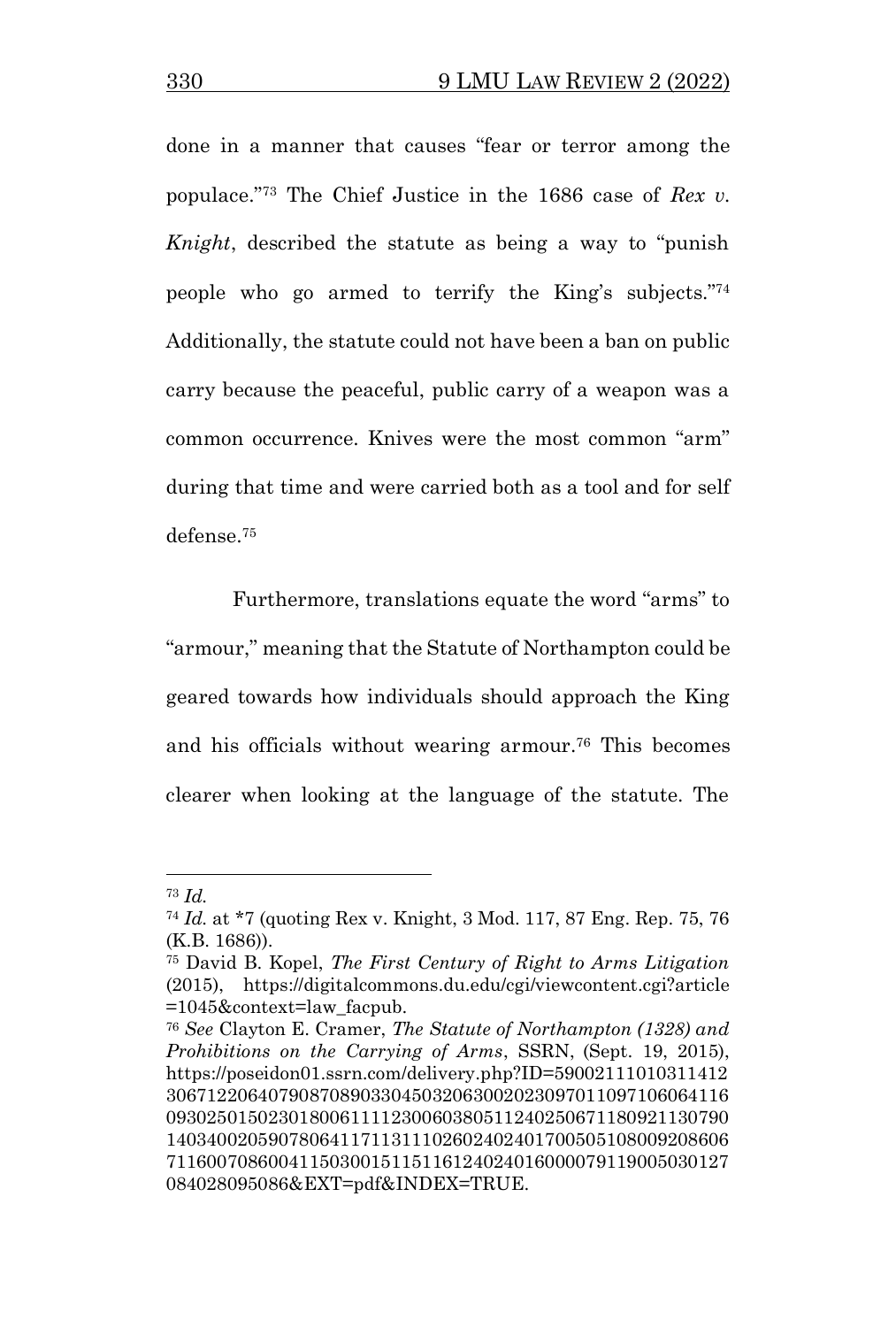done in a manner that causes "fear or terror among the populace."[73] The Chief Justice in the 1686 case of *Rex v. Knight*, described the statute as being a way to "punish people who go armed to terrify the King's subjects."[74] Additionally, the statute could not have been a ban on public carry because the peaceful, public carry of a weapon was a common occurrence. Knives were the most common "arm" during that time and were carried both as a tool and for self defense.[75]

Furthermore, translations equate the word "arms" to "armour," meaning that the Statute of Northampton could be geared towards how individuals should approach the King and his officials without wearing armour.[76] This becomes clearer when looking at the language of the statute. The

---

[73] *Id.*

[74] *Id.* at *7 (quoting Rex v. Knight, 3 Mod. 117, 87 Eng. Rep. 75, 76 (K.B. 1686)).

[75] David B. Kopel, *The First Century of Right to Arms Litigation* (2015), https://digitalcommons.du.edu/cgi/viewcontent.cgi?article=1045&context=law_facpub.

[76] *See* Clayton E. Cramer, *The Statute of Northampton (1328) and Prohibitions on the Carrying of Arms*, SSRN, (Sept. 19, 2015), https://poseidon01.ssrn.com/delivery.php?ID=590021110103114123067122064079087089033045032063002023097011097106064116093025015023018006111123006038051124025067118092113079014034002059078064117113111026024024017005051080092086067116007086004115030015115116124024016000079119005030127084028095086&EXT=pdf&INDEX=TRUE.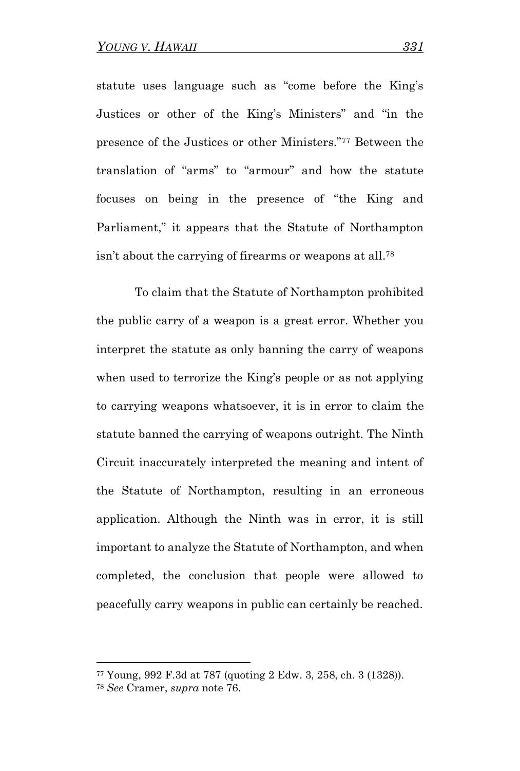statute uses language such as "come before the King's Justices or other of the King's Ministers" and "in the presence of the Justices or other Ministers."[77] Between the translation of "arms" to "armour" and how the statute focuses on being in the presence of "the King and Parliament," it appears that the Statute of Northampton isn't about the carrying of firearms or weapons at all.[78]

To claim that the Statute of Northampton prohibited the public carry of a weapon is a great error. Whether you interpret the statute as only banning the carry of weapons when used to terrorize the King's people or as not applying to carrying weapons whatsoever, it is in error to claim the statute banned the carrying of weapons outright. The Ninth Circuit inaccurately interpreted the meaning and intent of the Statute of Northampton, resulting in an erroneous application. Although the Ninth was in error, it is still important to analyze the Statute of Northampton, and when completed, the conclusion that people were allowed to peacefully carry weapons in public can certainly be reached.

---

[77] Young, 992 F.3d at 787 (quoting 2 Edw. 3, 258, ch. 3 (1328)).

[78] *See* Cramer, *supra* note 76.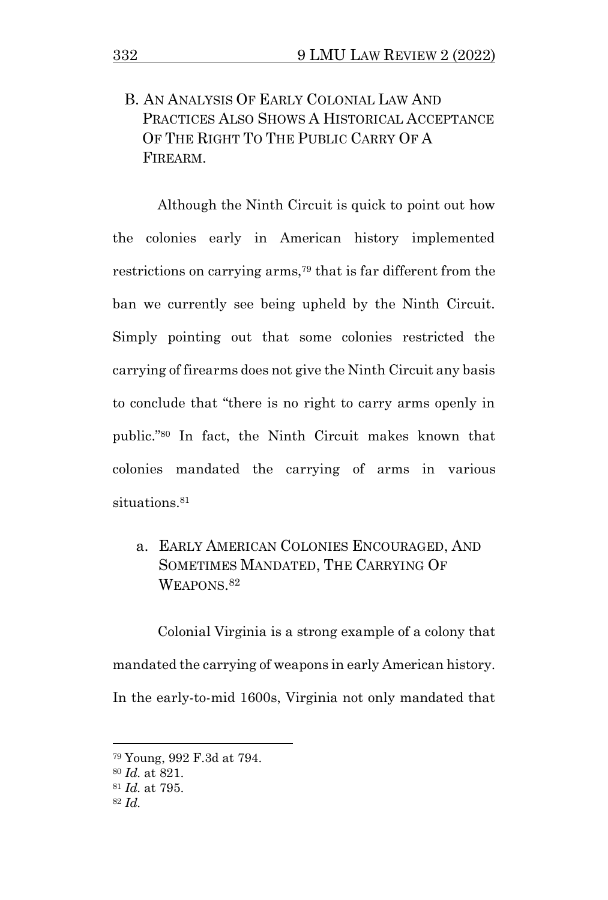## B. An Analysis Of Early Colonial Law And Practices Also Shows A Historical Acceptance Of The Right To The Public Carry Of A Firearm.

Although the Ninth Circuit is quick to point out how the colonies early in American history implemented restrictions on carrying arms,[79] that is far different from the ban we currently see being upheld by the Ninth Circuit. Simply pointing out that some colonies restricted the carrying of firearms does not give the Ninth Circuit any basis to conclude that "there is no right to carry arms openly in public."[80] In fact, the Ninth Circuit makes known that colonies mandated the carrying of arms in various situations.[81]

### a. Early American Colonies Encouraged, And Sometimes Mandated, The Carrying Of Weapons.[82]

Colonial Virginia is a strong example of a colony that mandated the carrying of weapons in early American history. In the early-to-mid 1600s, Virginia not only mandated that

---

[79] Young, 992 F.3d at 794.

[80] *Id.* at 821.

[81] *Id.* at 795.

[82] *Id.*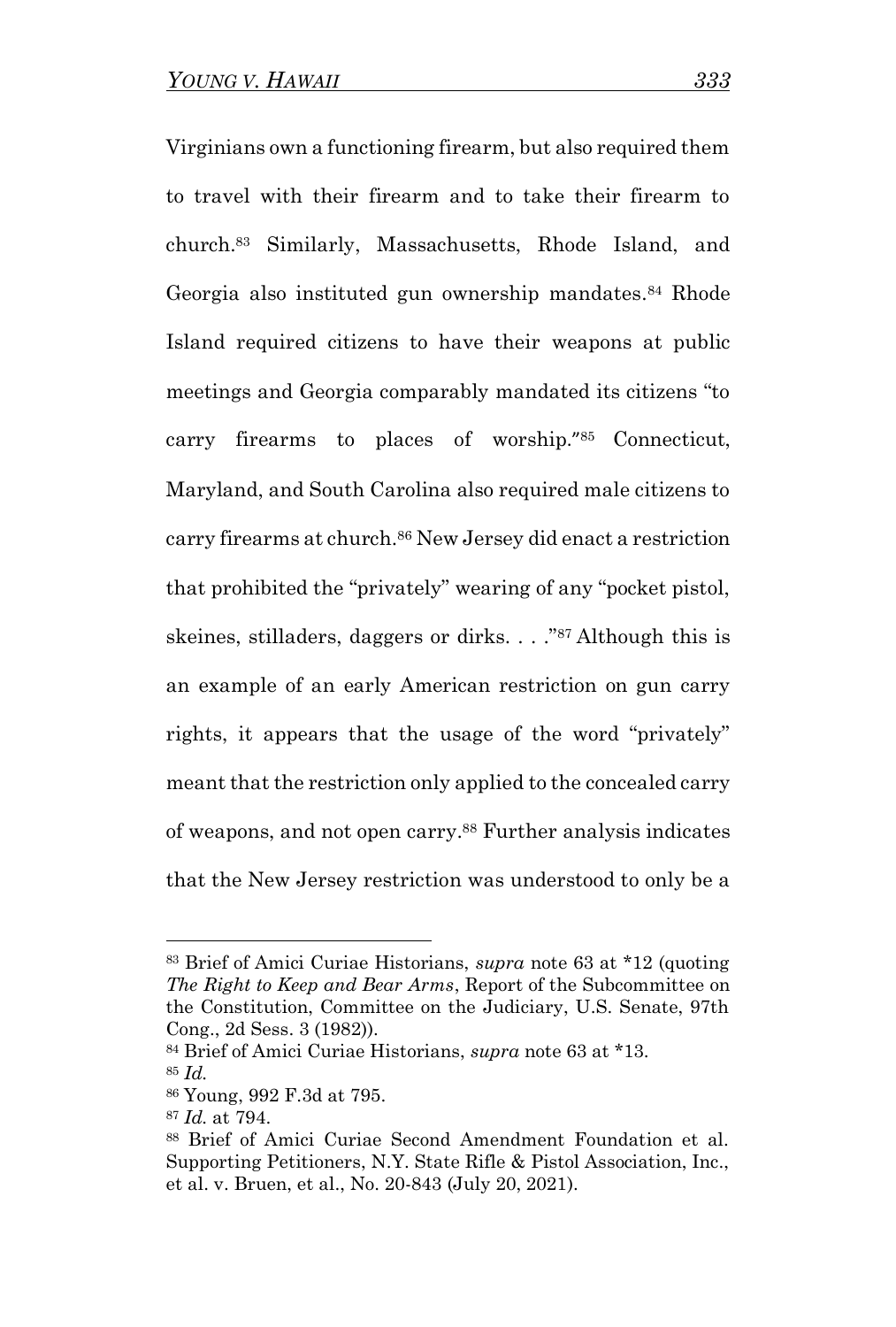Virginians own a functioning firearm, but also required them to travel with their firearm and to take their firearm to church.[83] Similarly, Massachusetts, Rhode Island, and Georgia also instituted gun ownership mandates.[84] Rhode Island required citizens to have their weapons at public meetings and Georgia comparably mandated its citizens "to carry firearms to places of worship."[85] Connecticut, Maryland, and South Carolina also required male citizens to carry firearms at church.[86] New Jersey did enact a restriction that prohibited the "privately" wearing of any "pocket pistol, skeines, stilladers, daggers or dirks. . . ."[87] Although this is an example of an early American restriction on gun carry rights, it appears that the usage of the word "privately" meant that the restriction only applied to the concealed carry of weapons, and not open carry.[88] Further analysis indicates that the New Jersey restriction was understood to only be a

---

[83] Brief of Amici Curiae Historians, *supra* note 63 at *12 (quoting *The Right to Keep and Bear Arms*, Report of the Subcommittee on the Constitution, Committee on the Judiciary, U.S. Senate, 97th Cong., 2d Sess. 3 (1982)).

[84] Brief of Amici Curiae Historians, *supra* note 63 at *13.

[85] *Id.*

[86] Young, 992 F.3d at 795.

[87] *Id.* at 794.

[88] Brief of Amici Curiae Second Amendment Foundation et al. Supporting Petitioners, N.Y. State Rifle & Pistol Association, Inc., et al. v. Bruen, et al., No. 20-843 (July 20, 2021).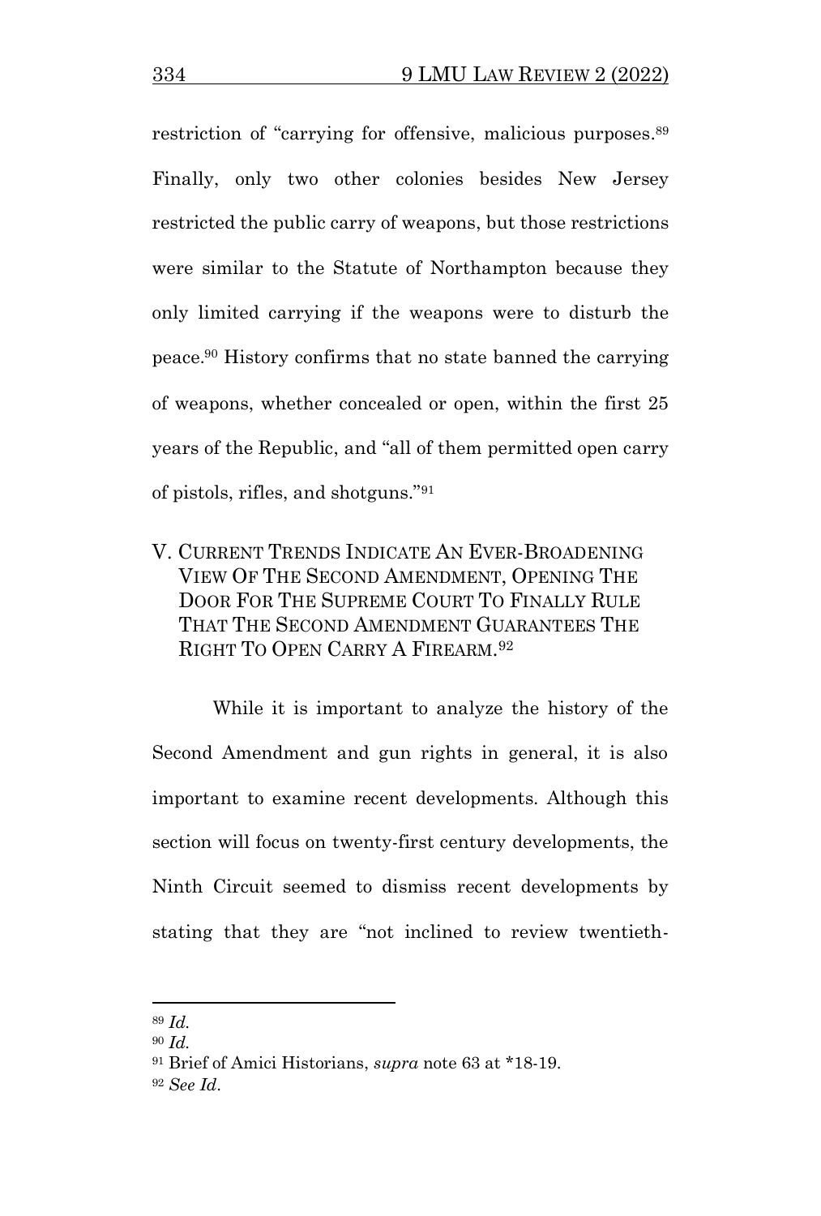restriction of "carrying for offensive, malicious purposes.[89] Finally, only two other colonies besides New Jersey restricted the public carry of weapons, but those restrictions were similar to the Statute of Northampton because they only limited carrying if the weapons were to disturb the peace.[90] History confirms that no state banned the carrying of weapons, whether concealed or open, within the first 25 years of the Republic, and "all of them permitted open carry of pistols, rifles, and shotguns."[91]

## V. CURRENT TRENDS INDICATE AN EVER-BROADENING VIEW OF THE SECOND AMENDMENT, OPENING THE DOOR FOR THE SUPREME COURT TO FINALLY RULE THAT THE SECOND AMENDMENT GUARANTEES THE RIGHT TO OPEN CARRY A FIREARM.[92]

While it is important to analyze the history of the Second Amendment and gun rights in general, it is also important to examine recent developments. Although this section will focus on twenty-first century developments, the Ninth Circuit seemed to dismiss recent developments by stating that they are "not inclined to review twentieth-

---

[89] *Id.*

[90] *Id.*

[91] Brief of Amici Historians, *supra* note 63 at *18-19.

[92] *See Id*.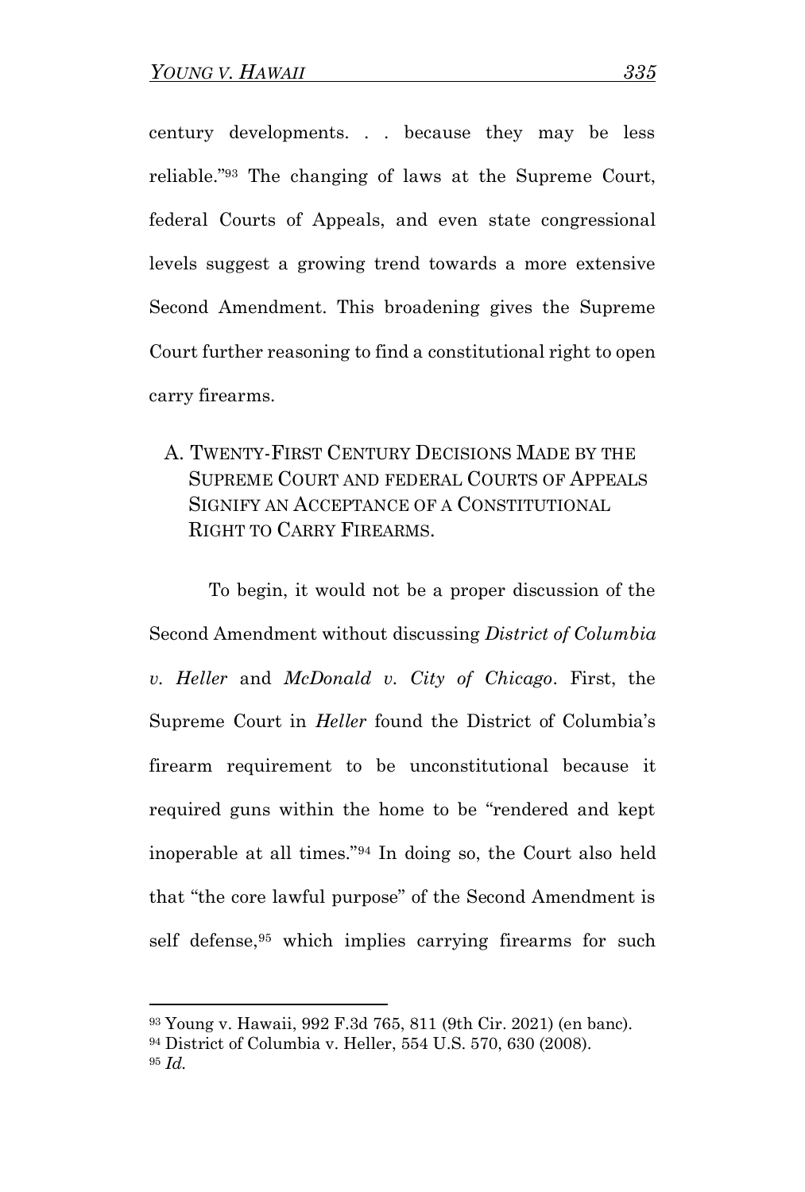century developments. . . because they may be less reliable."[93] The changing of laws at the Supreme Court, federal Courts of Appeals, and even state congressional levels suggest a growing trend towards a more extensive Second Amendment. This broadening gives the Supreme Court further reasoning to find a constitutional right to open carry firearms.

### A. Twenty-First Century Decisions Made by the Supreme Court and federal Courts of Appeals Signify an Acceptance of a Constitutional Right to Carry Firearms.

To begin, it would not be a proper discussion of the Second Amendment without discussing *District of Columbia v. Heller* and *McDonald v. City of Chicago*. First, the Supreme Court in *Heller* found the District of Columbia's firearm requirement to be unconstitutional because it required guns within the home to be "rendered and kept inoperable at all times."[94] In doing so, the Court also held that "the core lawful purpose" of the Second Amendment is self defense,[95] which implies carrying firearms for such

---

[93] Young v. Hawaii, 992 F.3d 765, 811 (9th Cir. 2021) (en banc).

[94] District of Columbia v. Heller, 554 U.S. 570, 630 (2008).

[95] *Id.*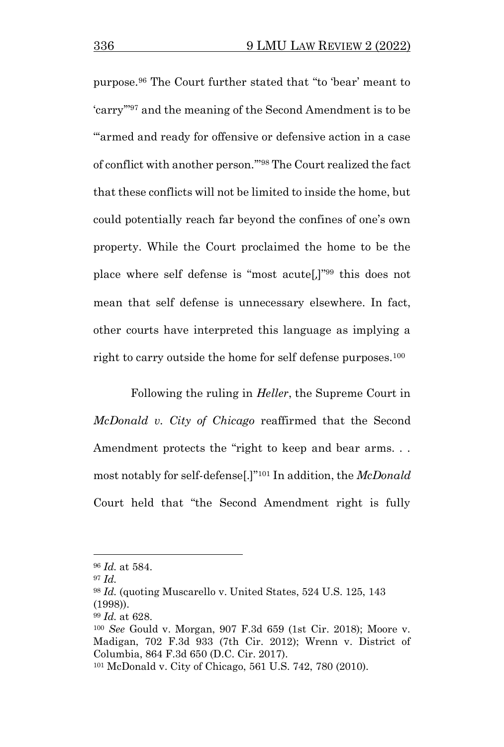purpose.[96] The Court further stated that "to 'bear' meant to 'carry'"[97] and the meaning of the Second Amendment is to be "'armed and ready for offensive or defensive action in a case of conflict with another person.'"[98] The Court realized the fact that these conflicts will not be limited to inside the home, but could potentially reach far beyond the confines of one's own property. While the Court proclaimed the home to be the place where self defense is "most acute[,]"[99] this does not mean that self defense is unnecessary elsewhere. In fact, other courts have interpreted this language as implying a right to carry outside the home for self defense purposes.[100]

Following the ruling in *Heller*, the Supreme Court in *McDonald v. City of Chicago* reaffirmed that the Second Amendment protects the "right to keep and bear arms. . . most notably for self-defense[.]"[101] In addition, the *McDonald* Court held that "the Second Amendment right is fully

---

[96] *Id.* at 584.

[97] *Id.*

[98] *Id.* (quoting Muscarello v. United States, 524 U.S. 125, 143 (1998)).

[99] *Id.* at 628.

[100] *See* Gould v. Morgan, 907 F.3d 659 (1st Cir. 2018); Moore v. Madigan, 702 F.3d 933 (7th Cir. 2012); Wrenn v. District of Columbia, 864 F.3d 650 (D.C. Cir. 2017).

[101] McDonald v. City of Chicago, 561 U.S. 742, 780 (2010).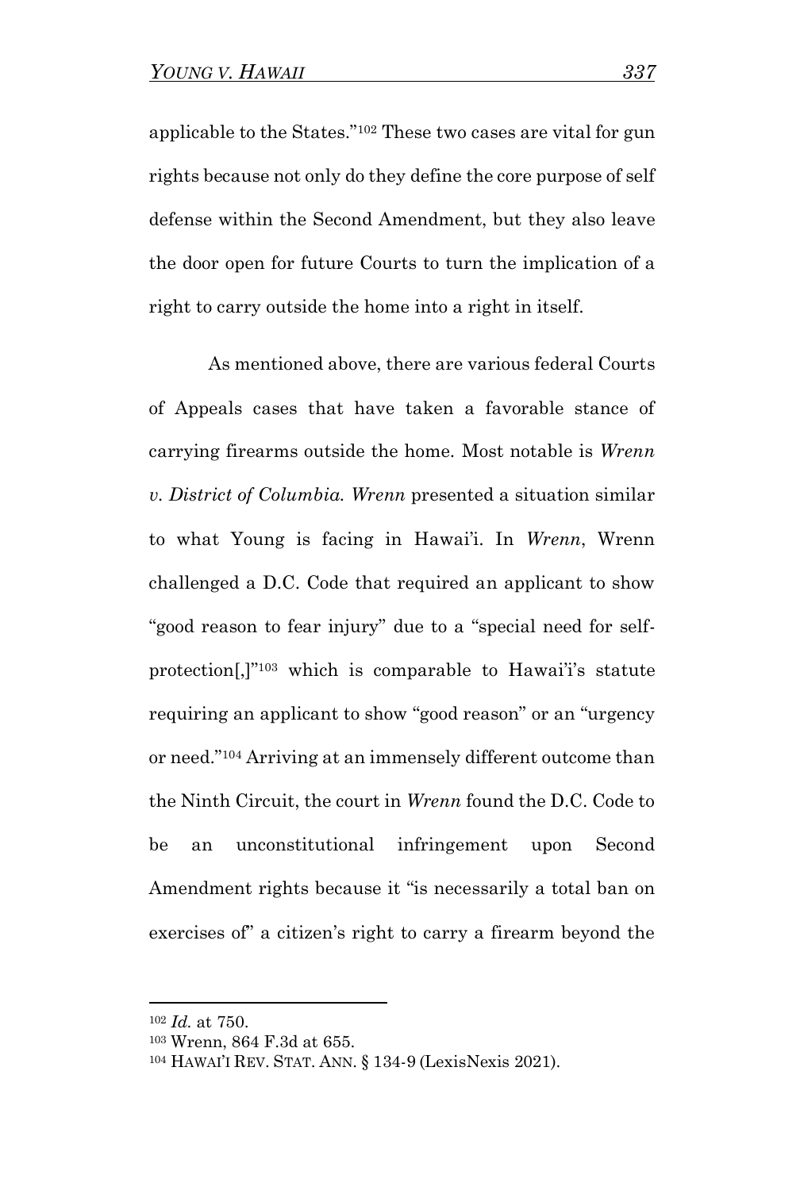applicable to the States."[102] These two cases are vital for gun rights because not only do they define the core purpose of self defense within the Second Amendment, but they also leave the door open for future Courts to turn the implication of a right to carry outside the home into a right in itself.

As mentioned above, there are various federal Courts of Appeals cases that have taken a favorable stance of carrying firearms outside the home. Most notable is *Wrenn v. District of Columbia. Wrenn* presented a situation similar to what Young is facing in Hawai'i. In *Wrenn*, Wrenn challenged a D.C. Code that required an applicant to show "good reason to fear injury" due to a "special need for self-protection[,]"[103] which is comparable to Hawai'i's statute requiring an applicant to show "good reason" or an "urgency or need."[104] Arriving at an immensely different outcome than the Ninth Circuit, the court in *Wrenn* found the D.C. Code to be an unconstitutional infringement upon Second Amendment rights because it "is necessarily a total ban on exercises of" a citizen's right to carry a firearm beyond the

---

[102] *Id.* at 750.

[103] Wrenn, 864 F.3d at 655.

[104] HAWAI'I REV. STAT. ANN. § 134-9 (LexisNexis 2021).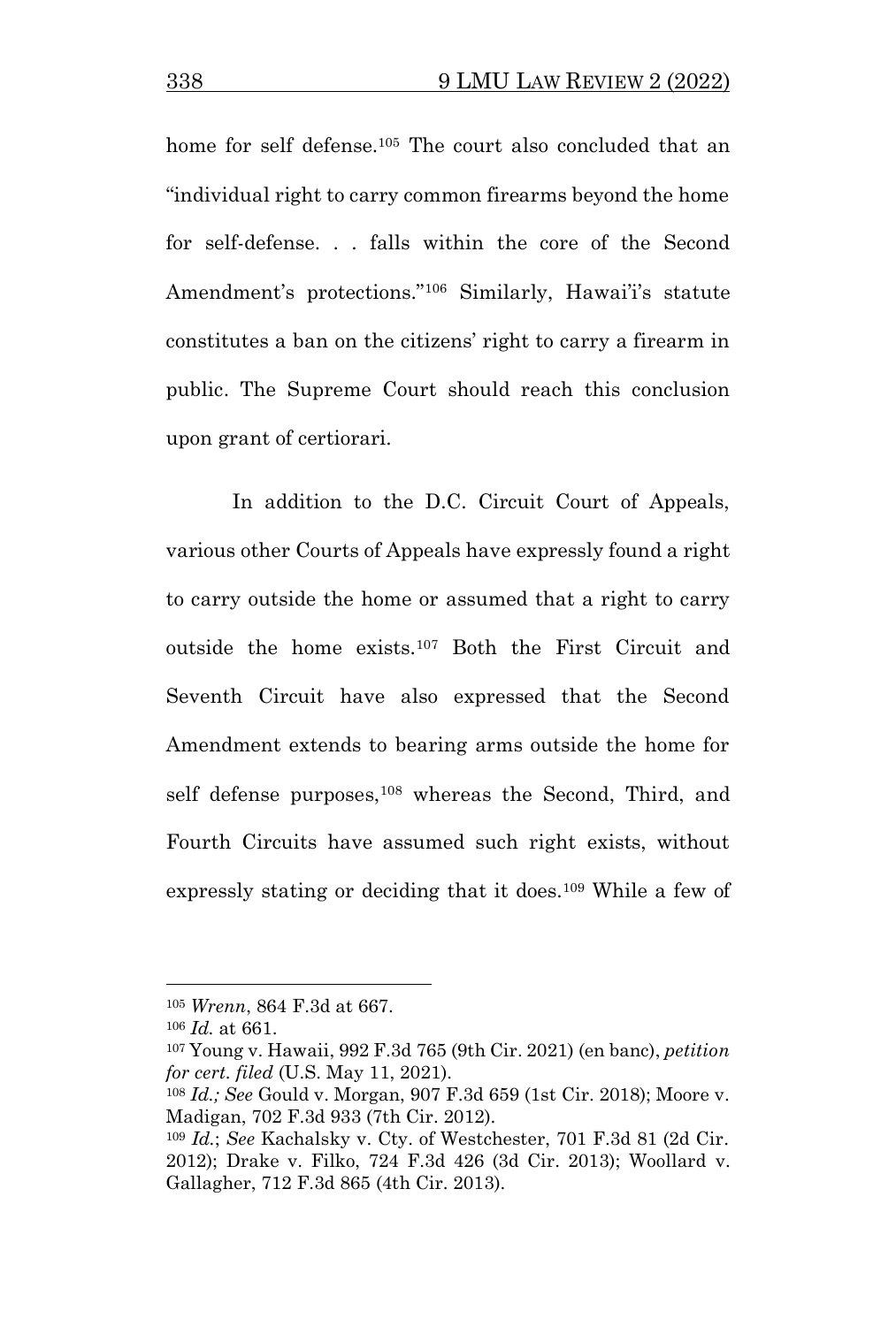home for self defense.[105] The court also concluded that an "individual right to carry common firearms beyond the home for self-defense. . . falls within the core of the Second Amendment's protections."[106] Similarly, Hawai'i's statute constitutes a ban on the citizens' right to carry a firearm in public. The Supreme Court should reach this conclusion upon grant of certiorari.

In addition to the D.C. Circuit Court of Appeals, various other Courts of Appeals have expressly found a right to carry outside the home or assumed that a right to carry outside the home exists.[107] Both the First Circuit and Seventh Circuit have also expressed that the Second Amendment extends to bearing arms outside the home for self defense purposes,[108] whereas the Second, Third, and Fourth Circuits have assumed such right exists, without expressly stating or deciding that it does.[109] While a few of

---

[105] *Wrenn*, 864 F.3d at 667.

[106] *Id.* at 661.

[107] Young v. Hawaii, 992 F.3d 765 (9th Cir. 2021) (en banc), *petition for cert. filed* (U.S. May 11, 2021).

[108] *Id.; See* Gould v. Morgan, 907 F.3d 659 (1st Cir. 2018); Moore v. Madigan, 702 F.3d 933 (7th Cir. 2012).

[109] *Id.*; *See* Kachalsky v. Cty. of Westchester, 701 F.3d 81 (2d Cir. 2012); Drake v. Filko, 724 F.3d 426 (3d Cir. 2013); Woollard v. Gallagher, 712 F.3d 865 (4th Cir. 2013).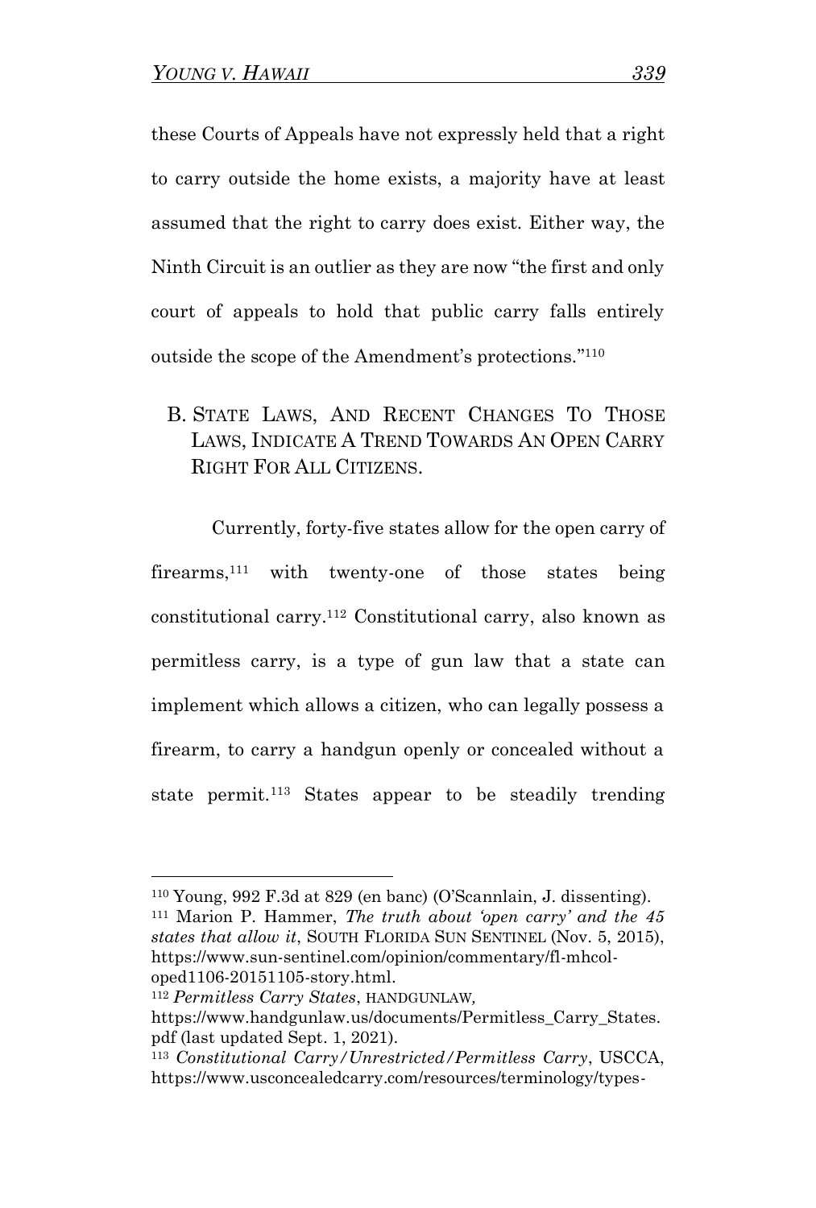these Courts of Appeals have not expressly held that a right to carry outside the home exists, a majority have at least assumed that the right to carry does exist. Either way, the Ninth Circuit is an outlier as they are now "the first and only court of appeals to hold that public carry falls entirely outside the scope of the Amendment's protections."[110]

### B. STATE LAWS, AND RECENT CHANGES TO THOSE LAWS, INDICATE A TREND TOWARDS AN OPEN CARRY RIGHT FOR ALL CITIZENS.

Currently, forty-five states allow for the open carry of firearms,[111] with twenty-one of those states being constitutional carry.[112] Constitutional carry, also known as permitless carry, is a type of gun law that a state can implement which allows a citizen, who can legally possess a firearm, to carry a handgun openly or concealed without a state permit.[113] States appear to be steadily trending

---

[110] Young, 992 F.3d at 829 (en banc) (O'Scannlain, J. dissenting).

[111] Marion P. Hammer, *The truth about 'open carry' and the 45 states that allow it*, SOUTH FLORIDA SUN SENTINEL (Nov. 5, 2015), https://www.sun-sentinel.com/opinion/commentary/fl-mhcol-oped1106-20151105-story.html.

[112] *Permitless Carry States*, HANDGUNLAW, https://www.handgunlaw.us/documents/Permitless_Carry_States.pdf (last updated Sept. 1, 2021).

[113] *Constitutional Carry/Unrestricted/Permitless Carry*, USCCA, https://www.usconcealedcarry.com/resources/terminology/types-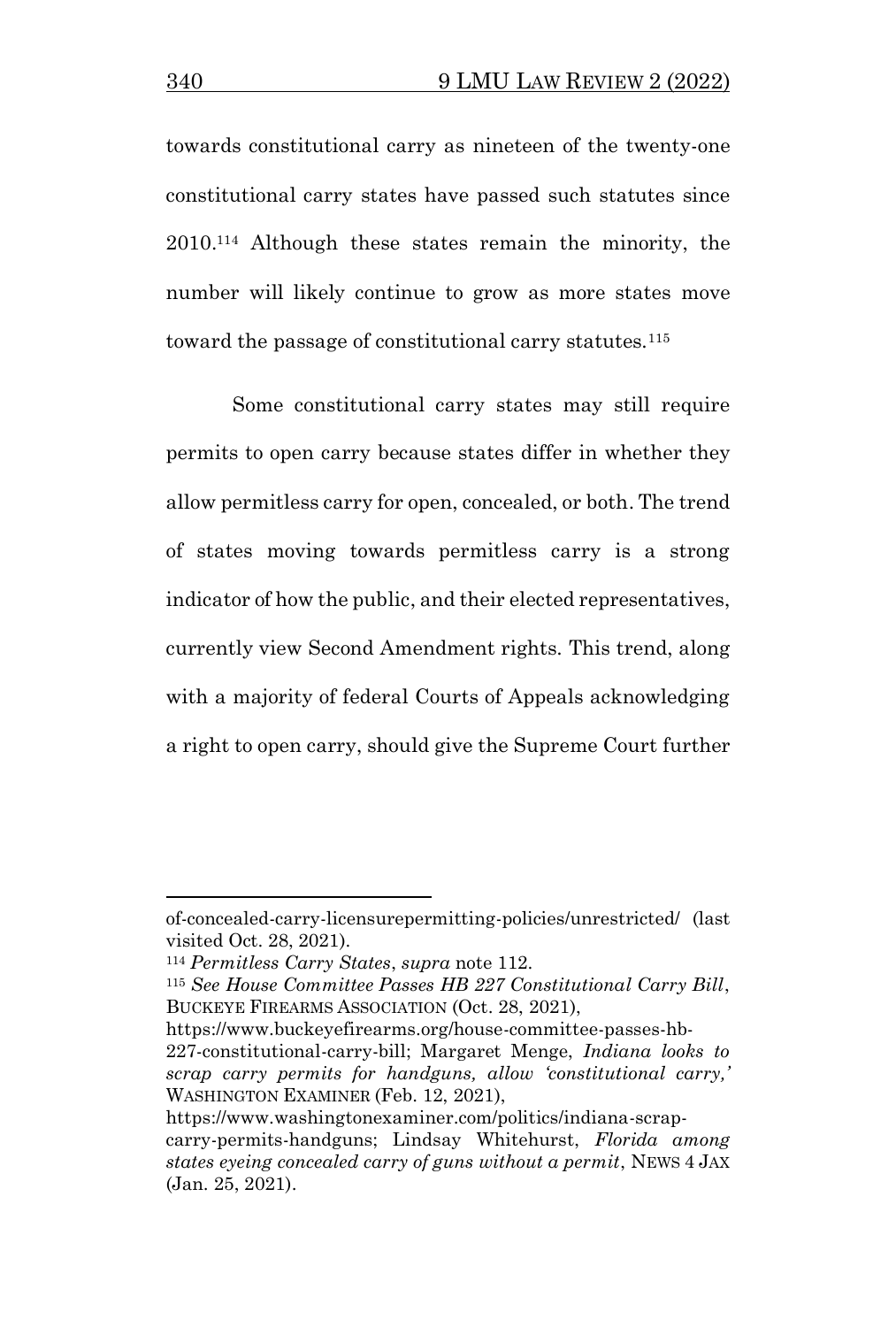towards constitutional carry as nineteen of the twenty-one constitutional carry states have passed such statutes since 2010.[114] Although these states remain the minority, the number will likely continue to grow as more states move toward the passage of constitutional carry statutes.[115]

Some constitutional carry states may still require permits to open carry because states differ in whether they allow permitless carry for open, concealed, or both. The trend of states moving towards permitless carry is a strong indicator of how the public, and their elected representatives, currently view Second Amendment rights. This trend, along with a majority of federal Courts of Appeals acknowledging a right to open carry, should give the Supreme Court further

---

of-concealed-carry-licensurepermitting-policies/unrestricted/ (last visited Oct. 28, 2021).

[114] *Permitless Carry States*, *supra* note 112.

[115] *See House Committee Passes HB 227 Constitutional Carry Bill*, BUCKEYE FIREARMS ASSOCIATION (Oct. 28, 2021), https://www.buckeyefirearms.org/house-committee-passes-hb-227-constitutional-carry-bill; Margaret Menge, *Indiana looks to scrap carry permits for handguns, allow 'constitutional carry,'* WASHINGTON EXAMINER (Feb. 12, 2021), https://www.washingtonexaminer.com/politics/indiana-scrap-carry-permits-handguns; Lindsay Whitehurst, *Florida among states eyeing concealed carry of guns without a permit*, NEWS 4 JAX (Jan. 25, 2021).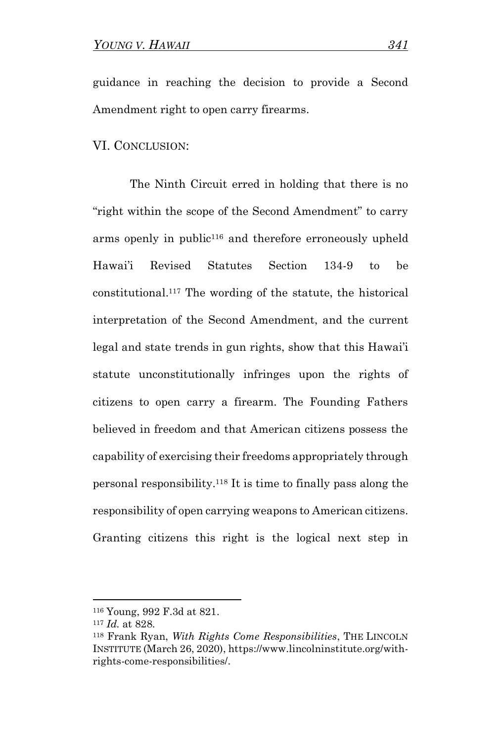guidance in reaching the decision to provide a Second Amendment right to open carry firearms.

## VI. CONCLUSION:

The Ninth Circuit erred in holding that there is no "right within the scope of the Second Amendment" to carry arms openly in public[116] and therefore erroneously upheld Hawai'i Revised Statutes Section 134-9 to be constitutional.[117] The wording of the statute, the historical interpretation of the Second Amendment, and the current legal and state trends in gun rights, show that this Hawai'i statute unconstitutionally infringes upon the rights of citizens to open carry a firearm. The Founding Fathers believed in freedom and that American citizens possess the capability of exercising their freedoms appropriately through personal responsibility.[118] It is time to finally pass along the responsibility of open carrying weapons to American citizens. Granting citizens this right is the logical next step in

---

[116] Young, 992 F.3d at 821.

[117] *Id.* at 828.

[118] Frank Ryan, *With Rights Come Responsibilities*, THE LINCOLN INSTITUTE (March 26, 2020), https://www.lincolninstitute.org/with-rights-come-responsibilities/.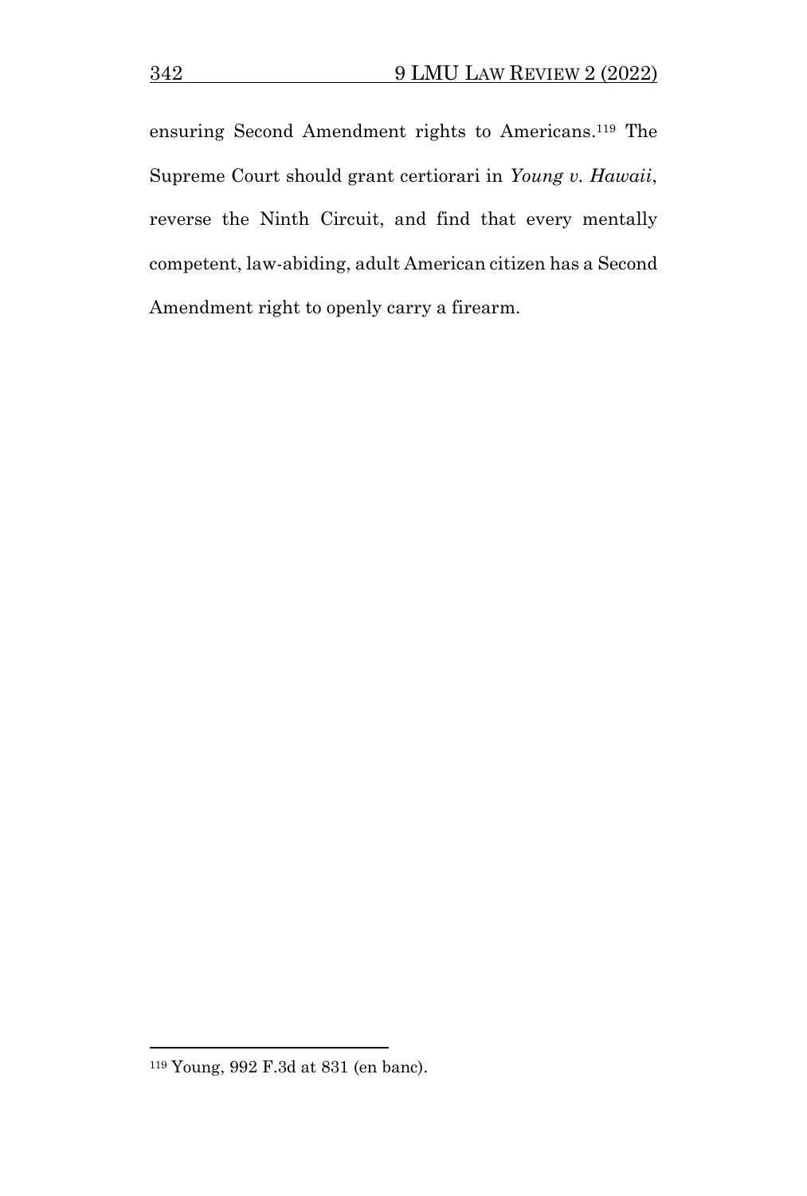ensuring Second Amendment rights to Americans.[119] The Supreme Court should grant certiorari in *Young v. Hawaii*, reverse the Ninth Circuit, and find that every mentally competent, law-abiding, adult American citizen has a Second Amendment right to openly carry a firearm.

---

[119] Young, 992 F.3d at 831 (en banc).